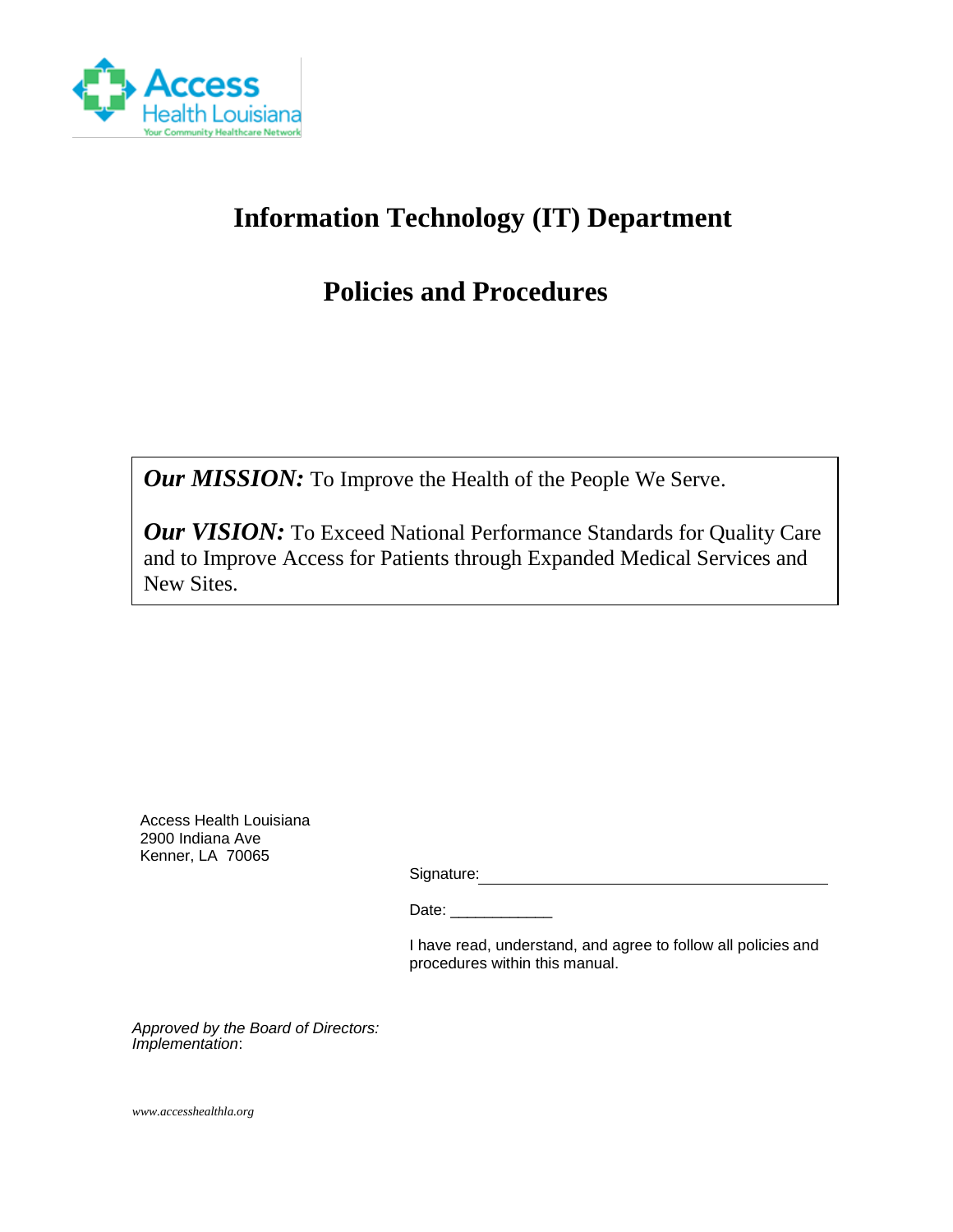Access Health Louisiana
Your Community Healthcare Network

# Information Technology (IT) Department

# Policies and Procedures

***Our MISSION:*** To Improve the Health of the People We Serve.

***Our VISION:*** To Exceed National Performance Standards for Quality Care and to Improve Access for Patients through Expanded Medical Services and New Sites.

Access Health Louisiana
2900 Indiana Ave
Kenner, LA 70065

Signature: ______________________________

Date: ____________

I have read, understand, and agree to follow all policies and procedures within this manual.

*Approved by the Board of Directors:*
*Implementation*:

*www.accesshealthla.org*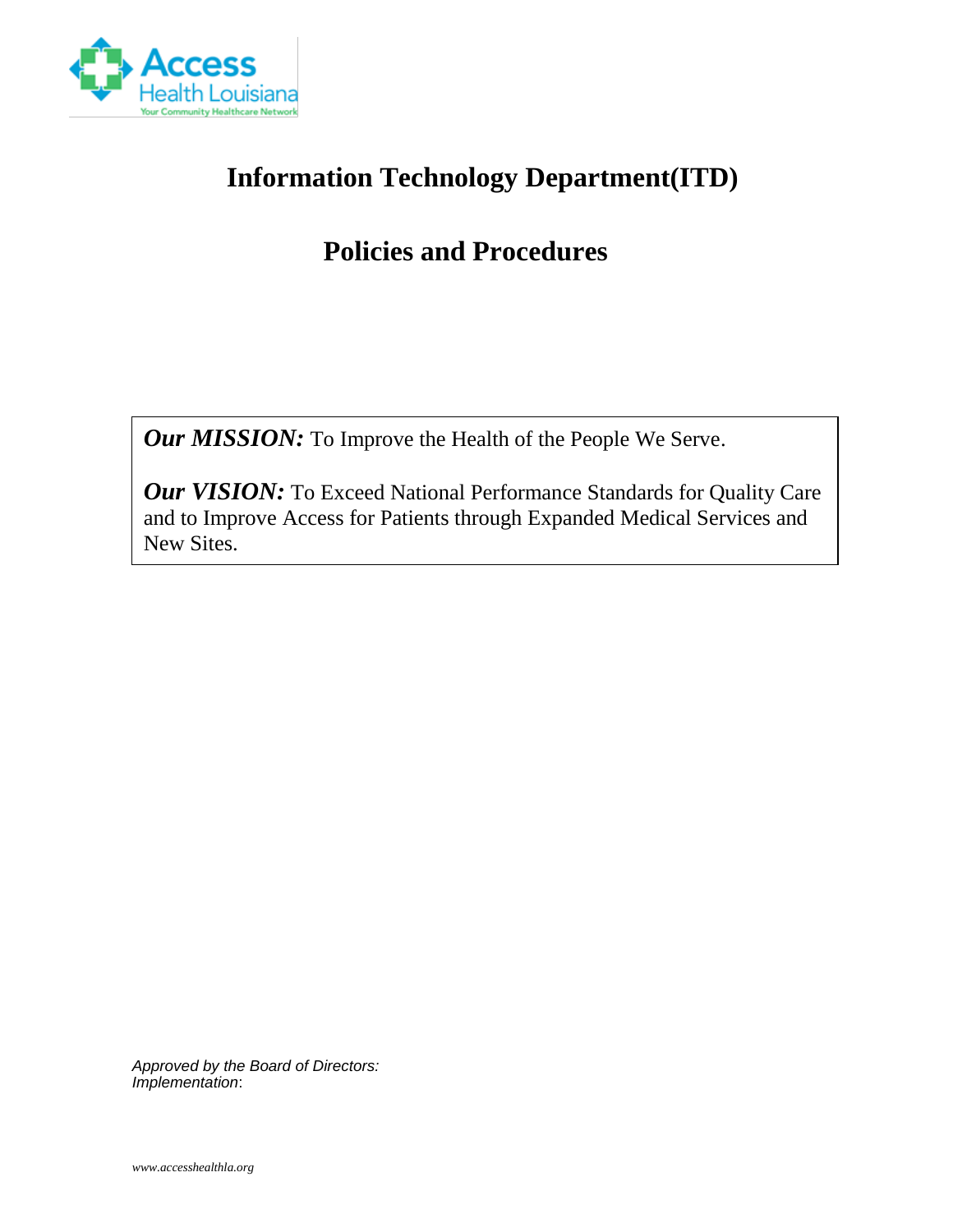# Information Technology Department(ITD)

# Policies and Procedures

***Our MISSION:*** To Improve the Health of the People We Serve.

***Our VISION:*** To Exceed National Performance Standards for Quality Care and to Improve Access for Patients through Expanded Medical Services and New Sites.

*Approved by the Board of Directors:*
*Implementation*:

*www.accesshealthla.org*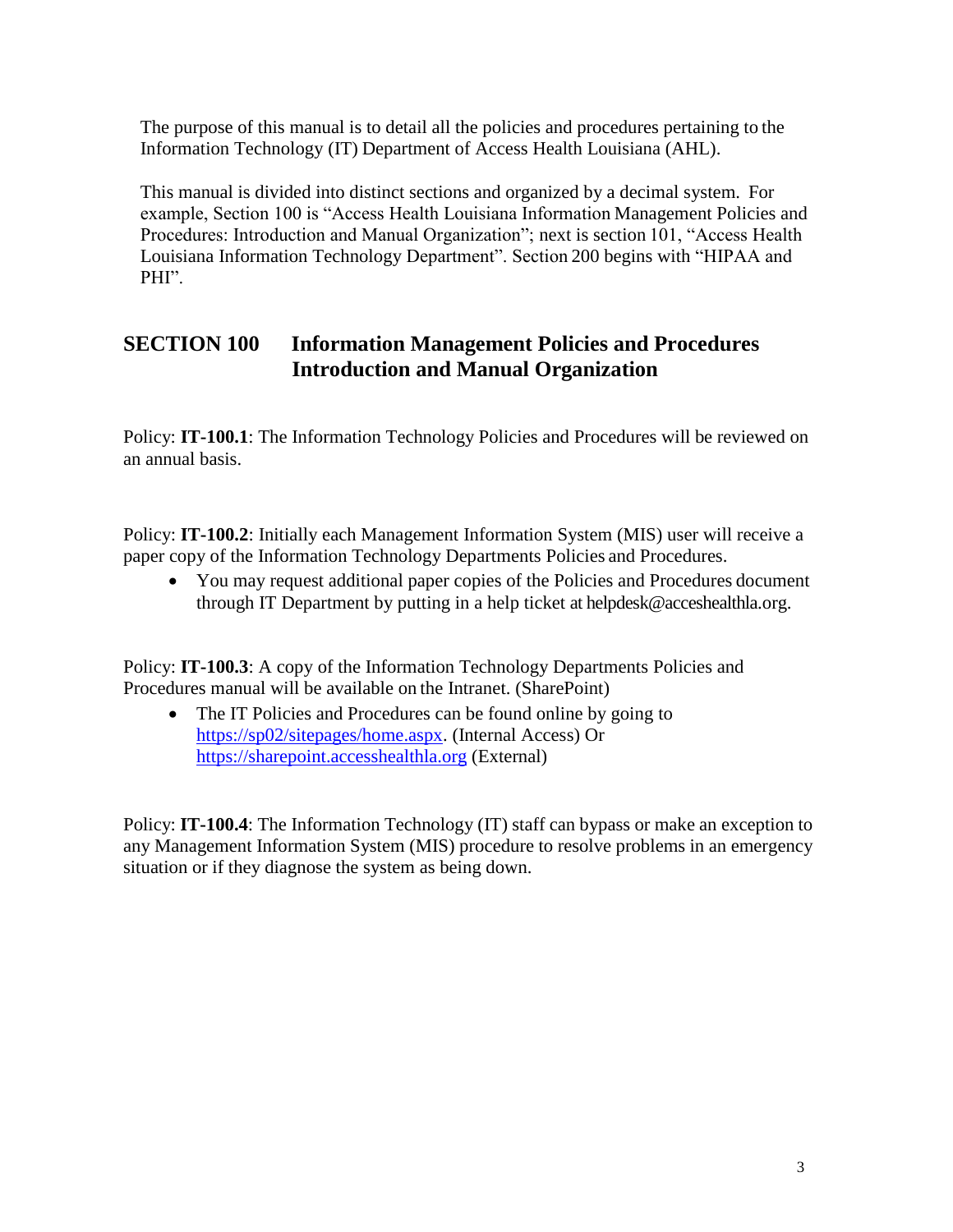The purpose of this manual is to detail all the policies and procedures pertaining to the Information Technology (IT) Department of Access Health Louisiana (AHL).

This manual is divided into distinct sections and organized by a decimal system. For example, Section 100 is "Access Health Louisiana Information Management Policies and Procedures: Introduction and Manual Organization"; next is section 101, "Access Health Louisiana Information Technology Department". Section 200 begins with "HIPAA and PHI".

## SECTION 100 Information Management Policies and Procedures Introduction and Manual Organization

Policy: **IT-100.1**: The Information Technology Policies and Procedures will be reviewed on an annual basis.

Policy: **IT-100.2**: Initially each Management Information System (MIS) user will receive a paper copy of the Information Technology Departments Policies and Procedures.

- You may request additional paper copies of the Policies and Procedures document through IT Department by putting in a help ticket at helpdesk@acceshealthla.org.

Policy: **IT-100.3**: A copy of the Information Technology Departments Policies and Procedures manual will be available on the Intranet. (SharePoint)

- The IT Policies and Procedures can be found online by going to [https://sp02/sitepages/home.aspx](https://sp02/sitepages/home.aspx). (Internal Access) Or [https://sharepoint.accesshealthla.org](https://sharepoint.accesshealthla.org) (External)

Policy: **IT-100.4**: The Information Technology (IT) staff can bypass or make an exception to any Management Information System (MIS) procedure to resolve problems in an emergency situation or if they diagnose the system as being down.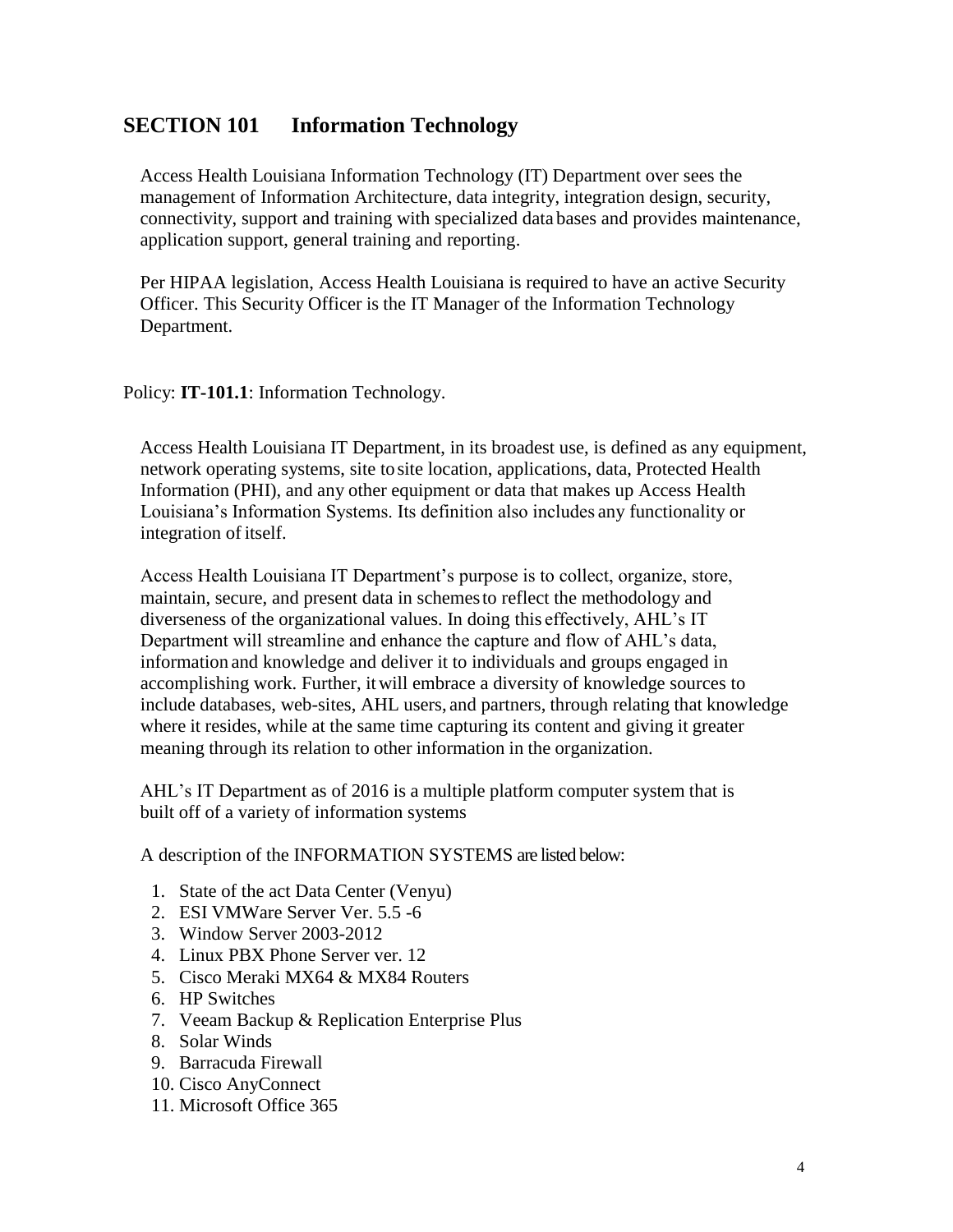## SECTION 101 Information Technology

Access Health Louisiana Information Technology (IT) Department over sees the management of Information Architecture, data integrity, integration design, security, connectivity, support and training with specialized data bases and provides maintenance, application support, general training and reporting.

Per HIPAA legislation, Access Health Louisiana is required to have an active Security Officer. This Security Officer is the IT Manager of the Information Technology Department.

Policy: **IT-101.1**: Information Technology.

Access Health Louisiana IT Department, in its broadest use, is defined as any equipment, network operating systems, site to site location, applications, data, Protected Health Information (PHI), and any other equipment or data that makes up Access Health Louisiana's Information Systems. Its definition also includes any functionality or integration of itself.

Access Health Louisiana IT Department's purpose is to collect, organize, store, maintain, secure, and present data in schemes to reflect the methodology and diverseness of the organizational values. In doing this effectively, AHL's IT Department will streamline and enhance the capture and flow of AHL's data, information and knowledge and deliver it to individuals and groups engaged in accomplishing work. Further, it will embrace a diversity of knowledge sources to include databases, web-sites, AHL users, and partners, through relating that knowledge where it resides, while at the same time capturing its content and giving it greater meaning through its relation to other information in the organization.

AHL's IT Department as of 2016 is a multiple platform computer system that is built off of a variety of information systems

A description of the INFORMATION SYSTEMS are listed below:

1. State of the act Data Center (Venyu)
2. ESI VMWare Server Ver. 5.5 -6
3. Window Server 2003-2012
4. Linux PBX Phone Server ver. 12
5. Cisco Meraki MX64 & MX84 Routers
6. HP Switches
7. Veeam Backup & Replication Enterprise Plus
8. Solar Winds
9. Barracuda Firewall
10. Cisco AnyConnect
11. Microsoft Office 365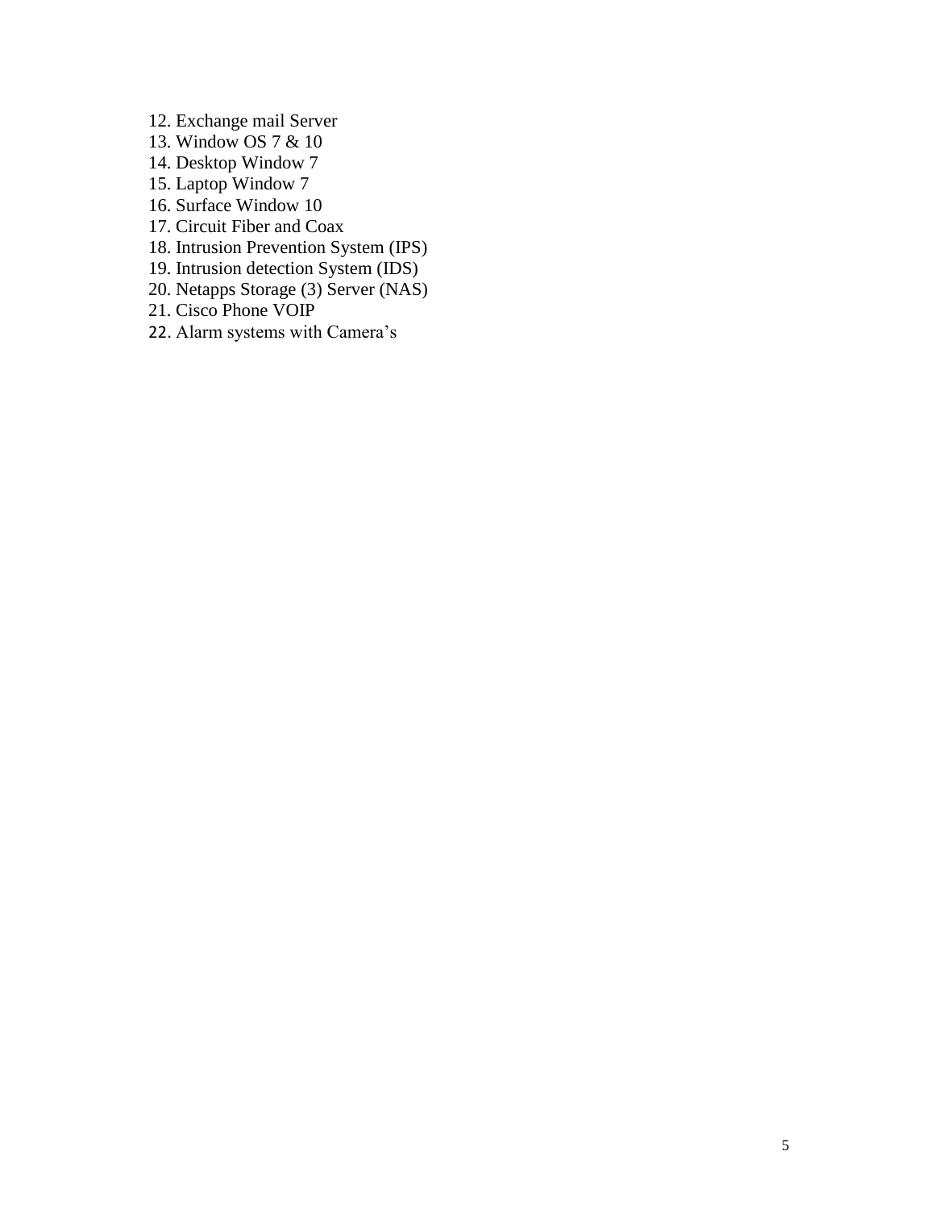12. Exchange mail Server
13. Window OS 7 & 10
14. Desktop Window 7
15. Laptop Window 7
16. Surface Window 10
17. Circuit Fiber and Coax
18. Intrusion Prevention System (IPS)
19. Intrusion detection System (IDS)
20. Netapps Storage (3) Server (NAS)
21. Cisco Phone VOIP
22. Alarm systems with Camera's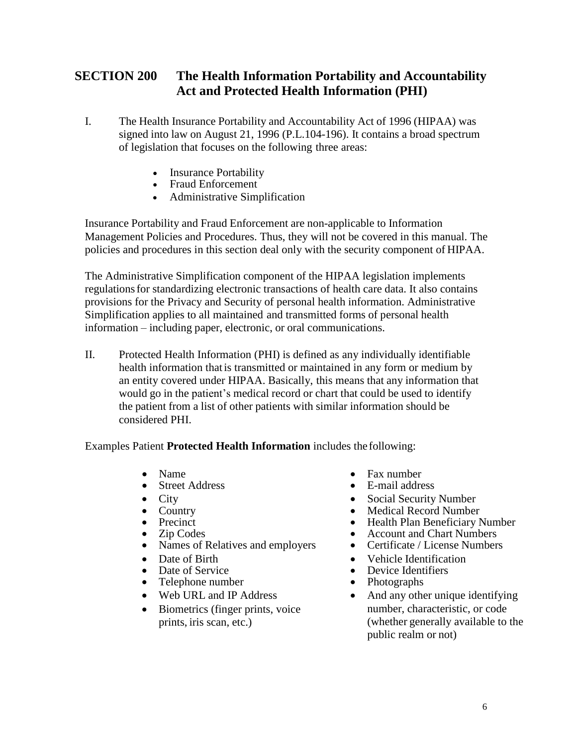## SECTION 200 The Health Information Portability and Accountability Act and Protected Health Information (PHI)

I. The Health Insurance Portability and Accountability Act of 1996 (HIPAA) was signed into law on August 21, 1996 (P.L.104-196). It contains a broad spectrum of legislation that focuses on the following three areas:

- Insurance Portability
- Fraud Enforcement
- Administrative Simplification

Insurance Portability and Fraud Enforcement are non-applicable to Information Management Policies and Procedures. Thus, they will not be covered in this manual. The policies and procedures in this section deal only with the security component of HIPAA.

The Administrative Simplification component of the HIPAA legislation implements regulations for standardizing electronic transactions of health care data. It also contains provisions for the Privacy and Security of personal health information. Administrative Simplification applies to all maintained and transmitted forms of personal health information – including paper, electronic, or oral communications.

II. Protected Health Information (PHI) is defined as any individually identifiable health information that is transmitted or maintained in any form or medium by an entity covered under HIPAA. Basically, this means that any information that would go in the patient's medical record or chart that could be used to identify the patient from a list of other patients with similar information should be considered PHI.

Examples Patient **Protected Health Information** includes the following:

- Name
- Street Address
- City
- Country
- Precinct
- Zip Codes
- Names of Relatives and employers
- Date of Birth
- Date of Service
- Telephone number
- Web URL and IP Address
- Biometrics (finger prints, voice prints, iris scan, etc.)
- Fax number
- E-mail address
- Social Security Number
- Medical Record Number
- Health Plan Beneficiary Number
- Account and Chart Numbers
- Certificate / License Numbers
- Vehicle Identification
- Device Identifiers
- Photographs
- And any other unique identifying number, characteristic, or code (whether generally available to the public realm or not)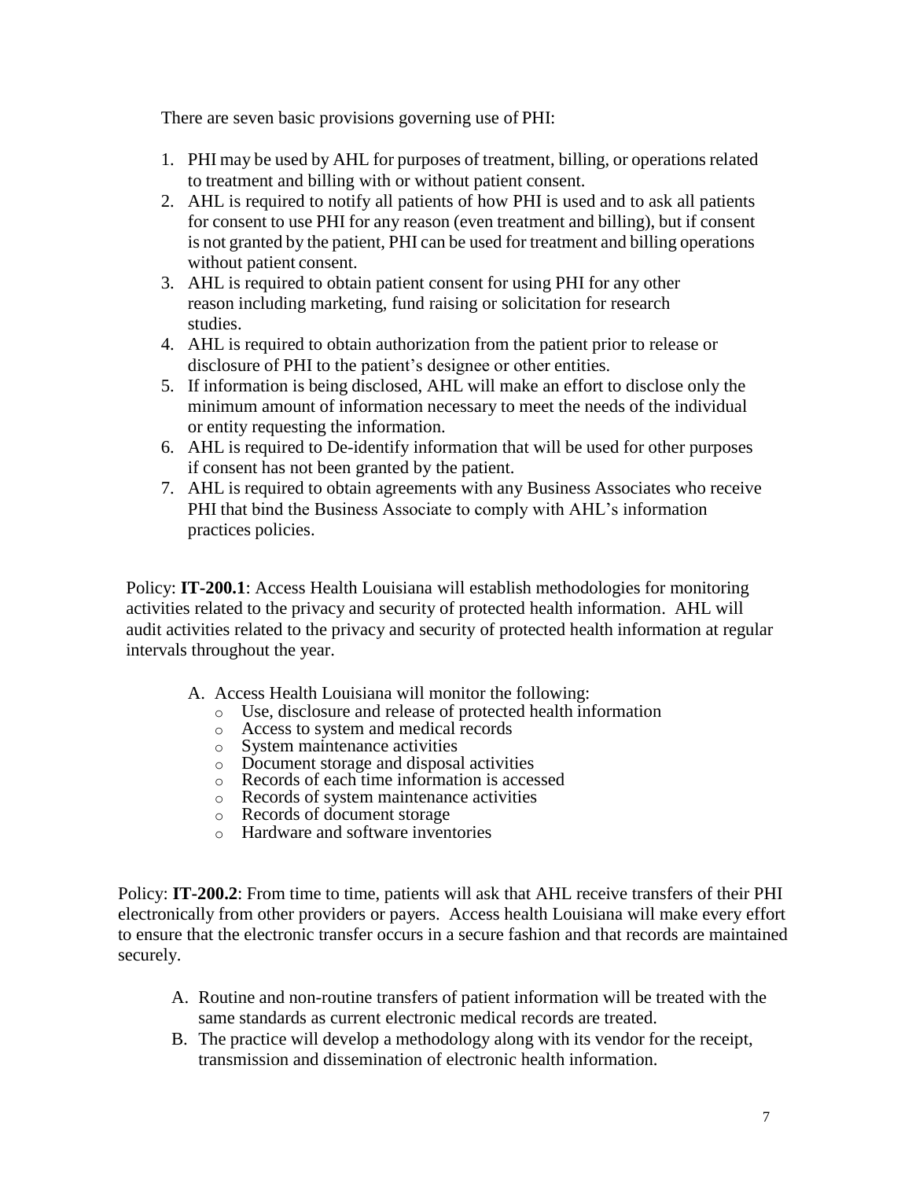There are seven basic provisions governing use of PHI:

1. PHI may be used by AHL for purposes of treatment, billing, or operations related to treatment and billing with or without patient consent.
2. AHL is required to notify all patients of how PHI is used and to ask all patients for consent to use PHI for any reason (even treatment and billing), but if consent is not granted by the patient, PHI can be used for treatment and billing operations without patient consent.
3. AHL is required to obtain patient consent for using PHI for any other reason including marketing, fund raising or solicitation for research studies.
4. AHL is required to obtain authorization from the patient prior to release or disclosure of PHI to the patient's designee or other entities.
5. If information is being disclosed, AHL will make an effort to disclose only the minimum amount of information necessary to meet the needs of the individual or entity requesting the information.
6. AHL is required to De-identify information that will be used for other purposes if consent has not been granted by the patient.
7. AHL is required to obtain agreements with any Business Associates who receive PHI that bind the Business Associate to comply with AHL's information practices policies.

Policy: **IT-200.1**: Access Health Louisiana will establish methodologies for monitoring activities related to the privacy and security of protected health information. AHL will audit activities related to the privacy and security of protected health information at regular intervals throughout the year.

A. Access Health Louisiana will monitor the following:
   - Use, disclosure and release of protected health information
   - Access to system and medical records
   - System maintenance activities
   - Document storage and disposal activities
   - Records of each time information is accessed
   - Records of system maintenance activities
   - Records of document storage
   - Hardware and software inventories

Policy: **IT-200.2**: From time to time, patients will ask that AHL receive transfers of their PHI electronically from other providers or payers. Access health Louisiana will make every effort to ensure that the electronic transfer occurs in a secure fashion and that records are maintained securely.

A. Routine and non-routine transfers of patient information will be treated with the same standards as current electronic medical records are treated.
B. The practice will develop a methodology along with its vendor for the receipt, transmission and dissemination of electronic health information.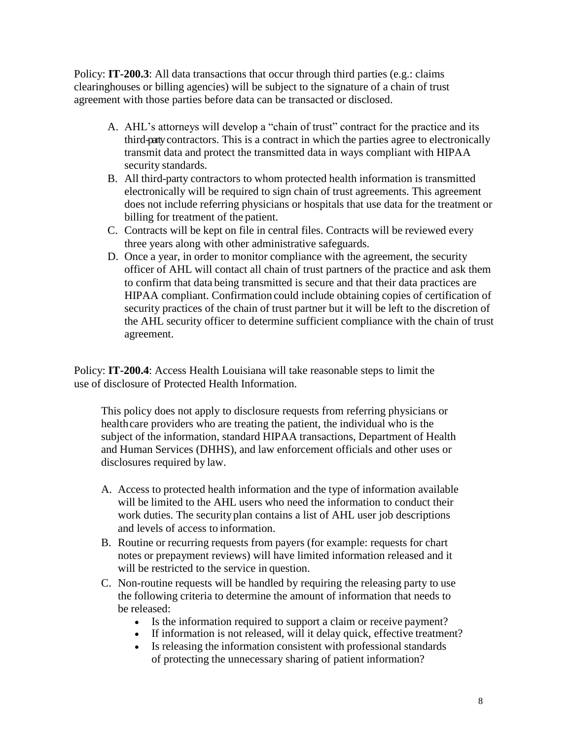Policy: **IT-200.3**: All data transactions that occur through third parties (e.g.: claims clearinghouses or billing agencies) will be subject to the signature of a chain of trust agreement with those parties before data can be transacted or disclosed.

A. AHL's attorneys will develop a "chain of trust" contract for the practice and its third-party contractors. This is a contract in which the parties agree to electronically transmit data and protect the transmitted data in ways compliant with HIPAA security standards.
B. All third-party contractors to whom protected health information is transmitted electronically will be required to sign chain of trust agreements. This agreement does not include referring physicians or hospitals that use data for the treatment or billing for treatment of the patient.
C. Contracts will be kept on file in central files. Contracts will be reviewed every three years along with other administrative safeguards.
D. Once a year, in order to monitor compliance with the agreement, the security officer of AHL will contact all chain of trust partners of the practice and ask them to confirm that data being transmitted is secure and that their data practices are HIPAA compliant. Confirmation could include obtaining copies of certification of security practices of the chain of trust partner but it will be left to the discretion of the AHL security officer to determine sufficient compliance with the chain of trust agreement.

Policy: **IT-200.4**: Access Health Louisiana will take reasonable steps to limit the use of disclosure of Protected Health Information.

This policy does not apply to disclosure requests from referring physicians or health care providers who are treating the patient, the individual who is the subject of the information, standard HIPAA transactions, Department of Health and Human Services (DHHS), and law enforcement officials and other uses or disclosures required by law.

A. Access to protected health information and the type of information available will be limited to the AHL users who need the information to conduct their work duties. The security plan contains a list of AHL user job descriptions and levels of access to information.
B. Routine or recurring requests from payers (for example: requests for chart notes or prepayment reviews) will have limited information released and it will be restricted to the service in question.
C. Non-routine requests will be handled by requiring the releasing party to use the following criteria to determine the amount of information that needs to be released:
    - Is the information required to support a claim or receive payment?
    - If information is not released, will it delay quick, effective treatment?
    - Is releasing the information consistent with professional standards of protecting the unnecessary sharing of patient information?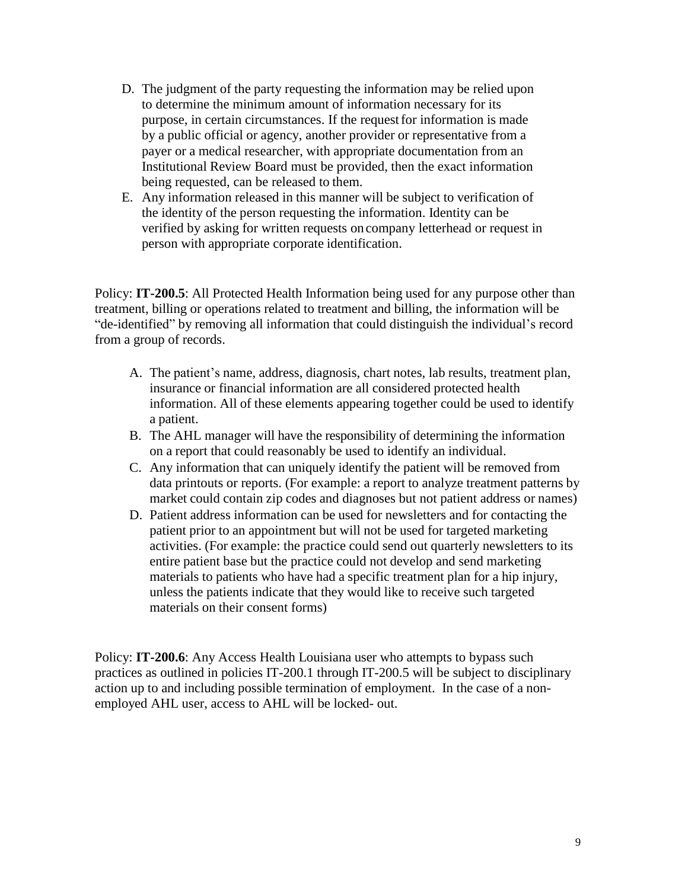D. The judgment of the party requesting the information may be relied upon to determine the minimum amount of information necessary for its purpose, in certain circumstances. If the request for information is made by a public official or agency, another provider or representative from a payer or a medical researcher, with appropriate documentation from an Institutional Review Board must be provided, then the exact information being requested, can be released to them.

E. Any information released in this manner will be subject to verification of the identity of the person requesting the information. Identity can be verified by asking for written requests on company letterhead or request in person with appropriate corporate identification.

Policy: **IT-200.5**: All Protected Health Information being used for any purpose other than treatment, billing or operations related to treatment and billing, the information will be "de-identified" by removing all information that could distinguish the individual's record from a group of records.

A. The patient's name, address, diagnosis, chart notes, lab results, treatment plan, insurance or financial information are all considered protected health information. All of these elements appearing together could be used to identify a patient.

B. The AHL manager will have the responsibility of determining the information on a report that could reasonably be used to identify an individual.

C. Any information that can uniquely identify the patient will be removed from data printouts or reports. (For example: a report to analyze treatment patterns by market could contain zip codes and diagnoses but not patient address or names)

D. Patient address information can be used for newsletters and for contacting the patient prior to an appointment but will not be used for targeted marketing activities. (For example: the practice could send out quarterly newsletters to its entire patient base but the practice could not develop and send marketing materials to patients who have had a specific treatment plan for a hip injury, unless the patients indicate that they would like to receive such targeted materials on their consent forms)

Policy: **IT-200.6**: Any Access Health Louisiana user who attempts to bypass such practices as outlined in policies IT-200.1 through IT-200.5 will be subject to disciplinary action up to and including possible termination of employment. In the case of a non-employed AHL user, access to AHL will be locked- out.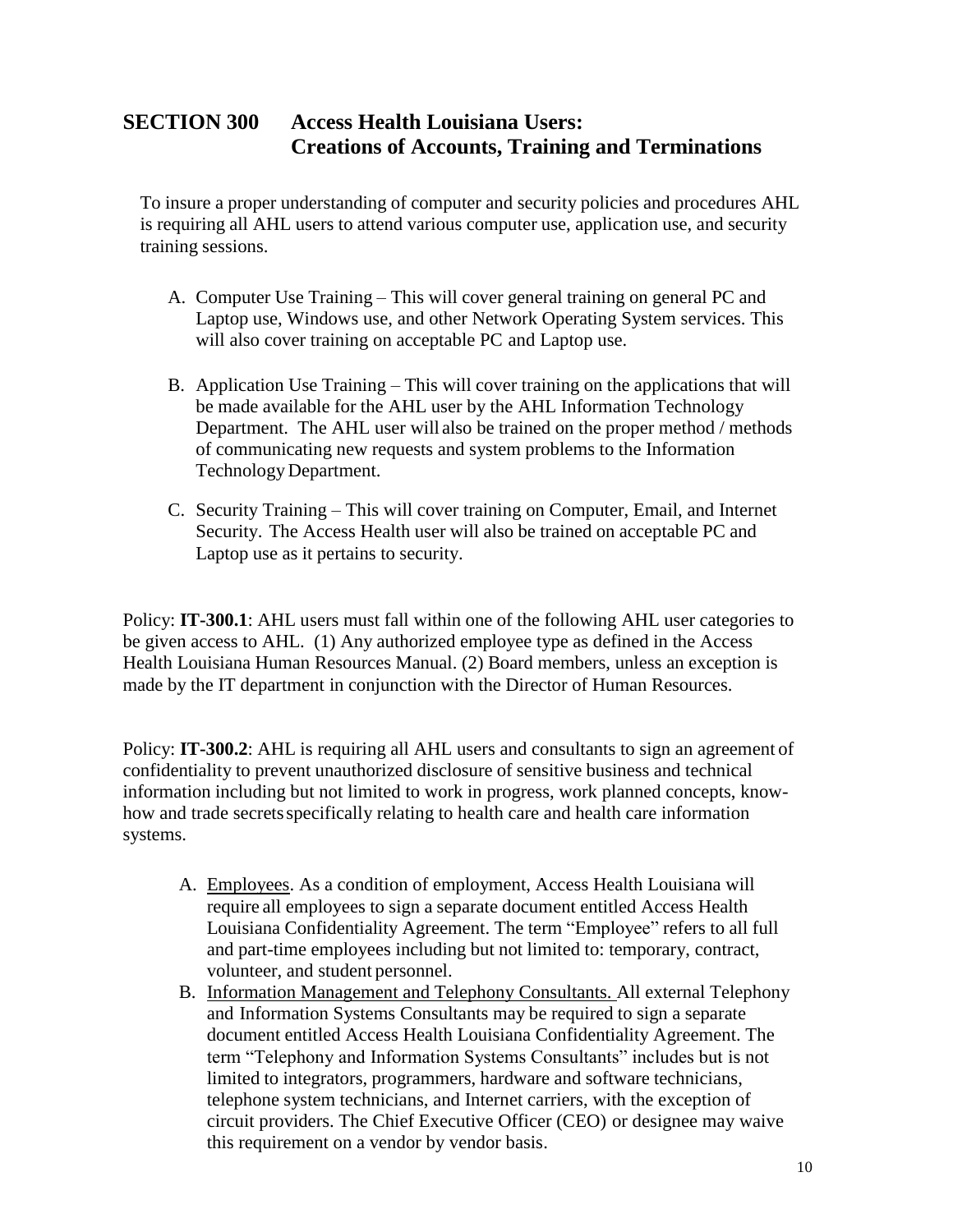## SECTION 300 Access Health Louisiana Users: Creations of Accounts, Training and Terminations

To insure a proper understanding of computer and security policies and procedures AHL is requiring all AHL users to attend various computer use, application use, and security training sessions.

A. Computer Use Training – This will cover general training on general PC and Laptop use, Windows use, and other Network Operating System services. This will also cover training on acceptable PC and Laptop use.

B. Application Use Training – This will cover training on the applications that will be made available for the AHL user by the AHL Information Technology Department. The AHL user will also be trained on the proper method / methods of communicating new requests and system problems to the Information Technology Department.

C. Security Training – This will cover training on Computer, Email, and Internet Security. The Access Health user will also be trained on acceptable PC and Laptop use as it pertains to security.

Policy: **IT-300.1**: AHL users must fall within one of the following AHL user categories to be given access to AHL. (1) Any authorized employee type as defined in the Access Health Louisiana Human Resources Manual. (2) Board members, unless an exception is made by the IT department in conjunction with the Director of Human Resources.

Policy: **IT-300.2**: AHL is requiring all AHL users and consultants to sign an agreement of confidentiality to prevent unauthorized disclosure of sensitive business and technical information including but not limited to work in progress, work planned concepts, know-how and trade secrets specifically relating to health care and health care information systems.

A. Employees. As a condition of employment, Access Health Louisiana will require all employees to sign a separate document entitled Access Health Louisiana Confidentiality Agreement. The term "Employee" refers to all full and part-time employees including but not limited to: temporary, contract, volunteer, and student personnel.

B. Information Management and Telephony Consultants. All external Telephony and Information Systems Consultants may be required to sign a separate document entitled Access Health Louisiana Confidentiality Agreement. The term "Telephony and Information Systems Consultants" includes but is not limited to integrators, programmers, hardware and software technicians, telephone system technicians, and Internet carriers, with the exception of circuit providers. The Chief Executive Officer (CEO) or designee may waive this requirement on a vendor by vendor basis.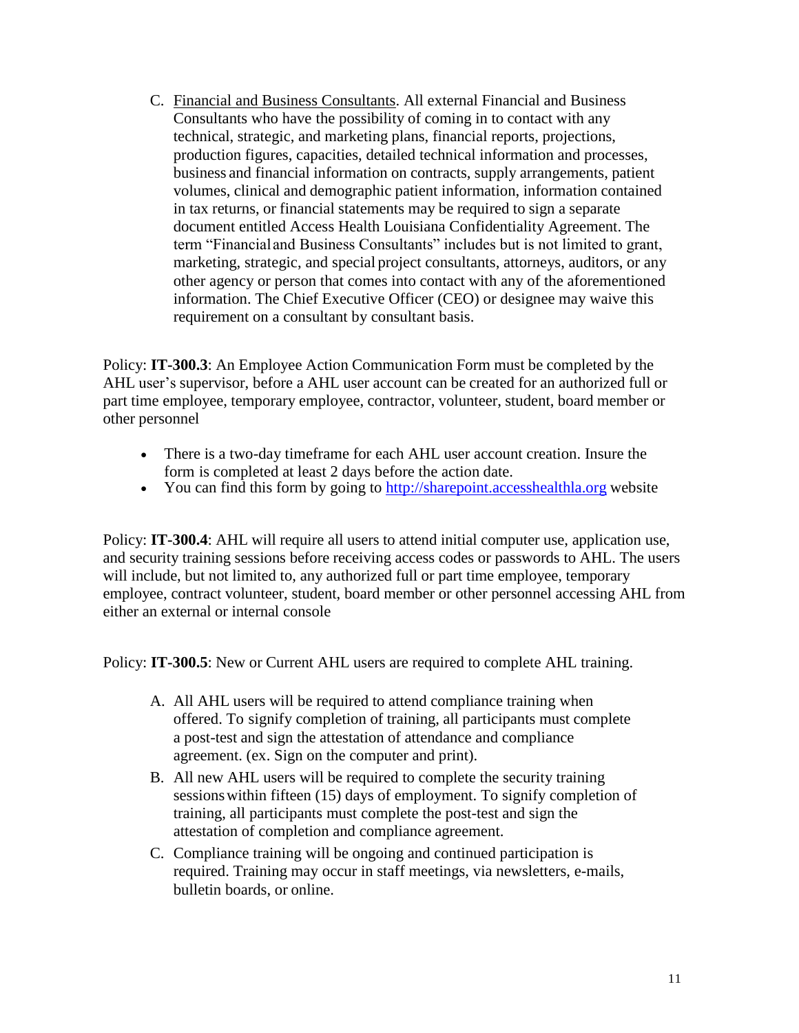C. <u>Financial and Business Consultants</u>. All external Financial and Business Consultants who have the possibility of coming in to contact with any technical, strategic, and marketing plans, financial reports, projections, production figures, capacities, detailed technical information and processes, business and financial information on contracts, supply arrangements, patient volumes, clinical and demographic patient information, information contained in tax returns, or financial statements may be required to sign a separate document entitled Access Health Louisiana Confidentiality Agreement. The term "Financial and Business Consultants" includes but is not limited to grant, marketing, strategic, and special project consultants, attorneys, auditors, or any other agency or person that comes into contact with any of the aforementioned information. The Chief Executive Officer (CEO) or designee may waive this requirement on a consultant by consultant basis.

Policy: **IT-300.3**: An Employee Action Communication Form must be completed by the AHL user's supervisor, before a AHL user account can be created for an authorized full or part time employee, temporary employee, contractor, volunteer, student, board member or other personnel

- There is a two-day timeframe for each AHL user account creation. Insure the form is completed at least 2 days before the action date.
- You can find this form by going to [http://sharepoint.accesshealthla.org](http://sharepoint.accesshealthla.org) website

Policy: **IT-300.4**: AHL will require all users to attend initial computer use, application use, and security training sessions before receiving access codes or passwords to AHL. The users will include, but not limited to, any authorized full or part time employee, temporary employee, contract volunteer, student, board member or other personnel accessing AHL from either an external or internal console

Policy: **IT-300.5**: New or Current AHL users are required to complete AHL training.

A. All AHL users will be required to attend compliance training when offered. To signify completion of training, all participants must complete a post-test and sign the attestation of attendance and compliance agreement. (ex. Sign on the computer and print).

B. All new AHL users will be required to complete the security training sessions within fifteen (15) days of employment. To signify completion of training, all participants must complete the post-test and sign the attestation of completion and compliance agreement.

C. Compliance training will be ongoing and continued participation is required. Training may occur in staff meetings, via newsletters, e-mails, bulletin boards, or online.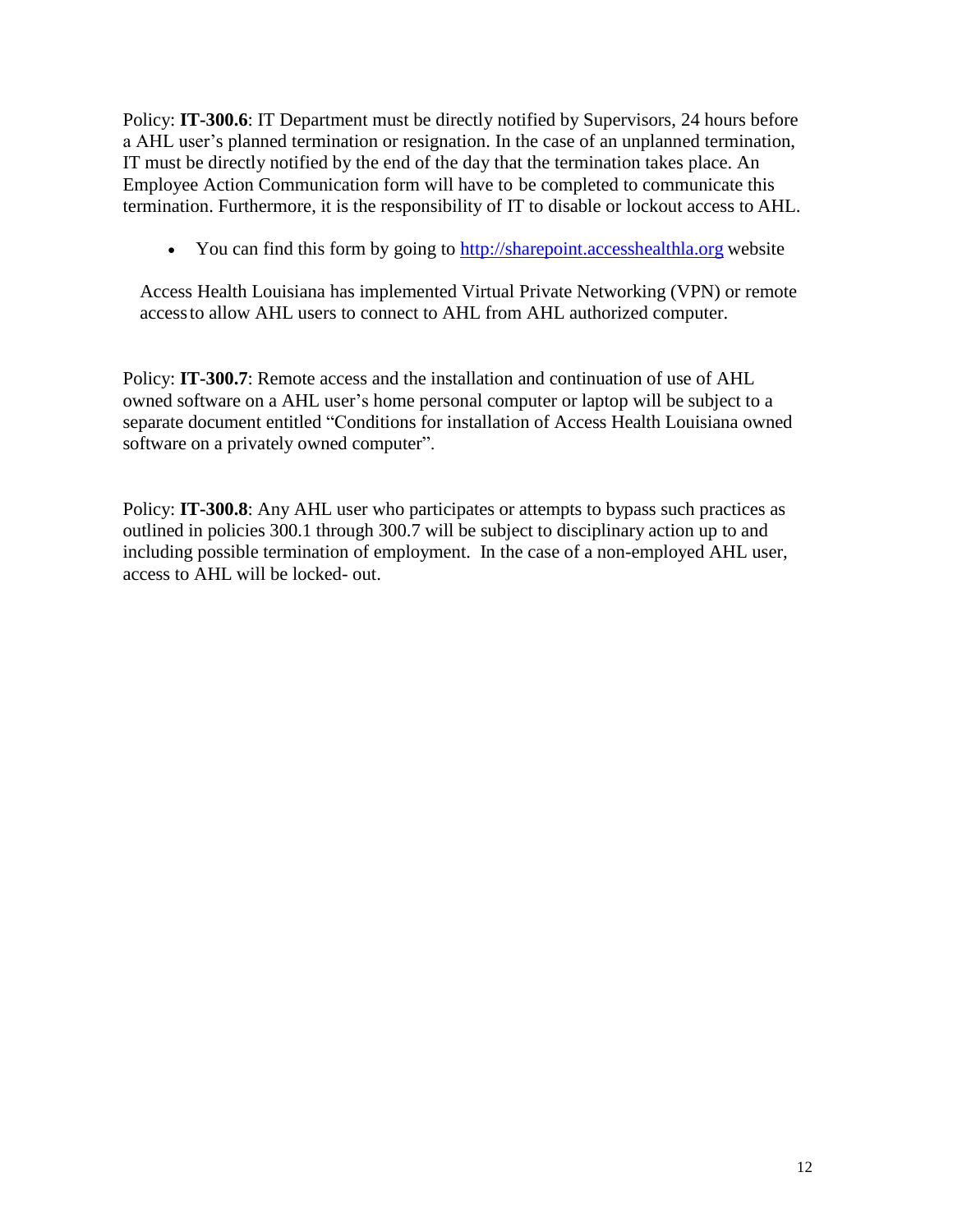Policy: **IT-300.6**: IT Department must be directly notified by Supervisors, 24 hours before a AHL user's planned termination or resignation. In the case of an unplanned termination, IT must be directly notified by the end of the day that the termination takes place. An Employee Action Communication form will have to be completed to communicate this termination. Furthermore, it is the responsibility of IT to disable or lockout access to AHL.

- You can find this form by going to [http://sharepoint.accesshealthla.org](http://sharepoint.accesshealthla.org) website

Access Health Louisiana has implemented Virtual Private Networking (VPN) or remote access to allow AHL users to connect to AHL from AHL authorized computer.

Policy: **IT-300.7**: Remote access and the installation and continuation of use of AHL owned software on a AHL user's home personal computer or laptop will be subject to a separate document entitled "Conditions for installation of Access Health Louisiana owned software on a privately owned computer".

Policy: **IT-300.8**: Any AHL user who participates or attempts to bypass such practices as outlined in policies 300.1 through 300.7 will be subject to disciplinary action up to and including possible termination of employment. In the case of a non-employed AHL user, access to AHL will be locked- out.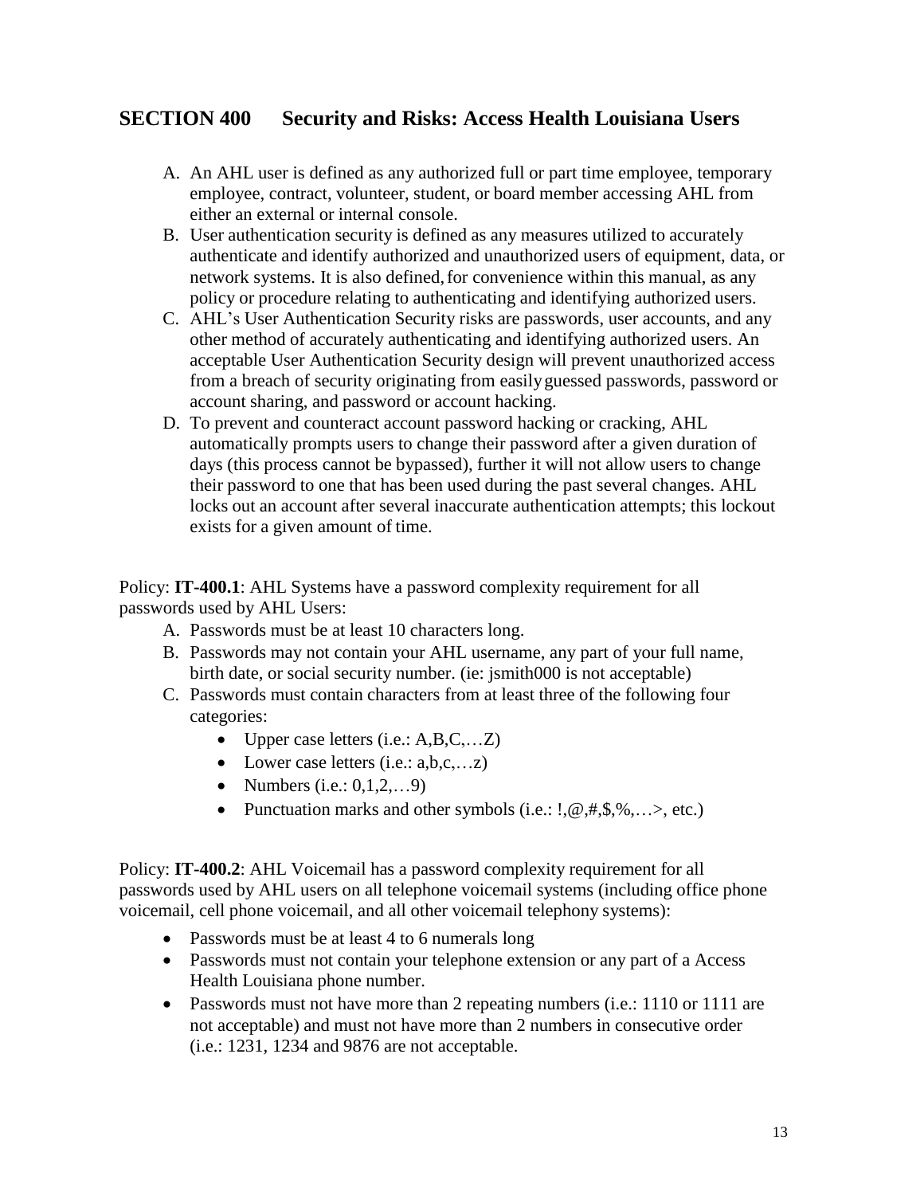## SECTION 400 Security and Risks: Access Health Louisiana Users

A. An AHL user is defined as any authorized full or part time employee, temporary employee, contract, volunteer, student, or board member accessing AHL from either an external or internal console.
B. User authentication security is defined as any measures utilized to accurately authenticate and identify authorized and unauthorized users of equipment, data, or network systems. It is also defined, for convenience within this manual, as any policy or procedure relating to authenticating and identifying authorized users.
C. AHL's User Authentication Security risks are passwords, user accounts, and any other method of accurately authenticating and identifying authorized users. An acceptable User Authentication Security design will prevent unauthorized access from a breach of security originating from easily guessed passwords, password or account sharing, and password or account hacking.
D. To prevent and counteract account password hacking or cracking, AHL automatically prompts users to change their password after a given duration of days (this process cannot be bypassed), further it will not allow users to change their password to one that has been used during the past several changes. AHL locks out an account after several inaccurate authentication attempts; this lockout exists for a given amount of time.

Policy: **IT-400.1**: AHL Systems have a password complexity requirement for all passwords used by AHL Users:

A. Passwords must be at least 10 characters long.
B. Passwords may not contain your AHL username, any part of your full name, birth date, or social security number. (ie: jsmith000 is not acceptable)
C. Passwords must contain characters from at least three of the following four categories:
   - Upper case letters (i.e.: A,B,C,…Z)
   - Lower case letters (i.e.: a,b,c,…z)
   - Numbers (i.e.: 0,1,2,…9)
   - Punctuation marks and other symbols (i.e.: !,@,#,$,%,…>, etc.)

Policy: **IT-400.2**: AHL Voicemail has a password complexity requirement for all passwords used by AHL users on all telephone voicemail systems (including office phone voicemail, cell phone voicemail, and all other voicemail telephony systems):

- Passwords must be at least 4 to 6 numerals long
- Passwords must not contain your telephone extension or any part of a Access Health Louisiana phone number.
- Passwords must not have more than 2 repeating numbers (i.e.: 1110 or 1111 are not acceptable) and must not have more than 2 numbers in consecutive order (i.e.: 1231, 1234 and 9876 are not acceptable.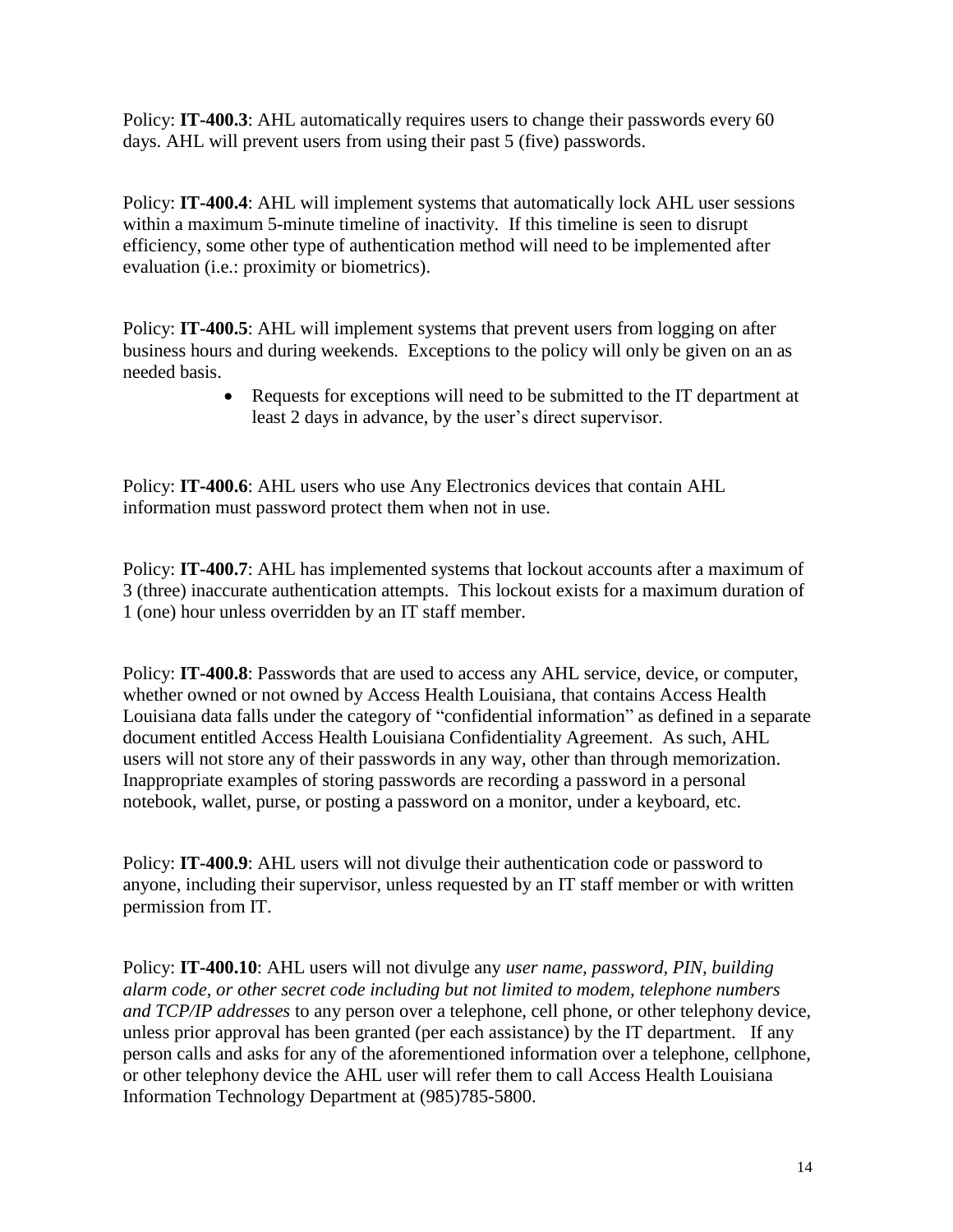Policy: **IT-400.3**: AHL automatically requires users to change their passwords every 60 days. AHL will prevent users from using their past 5 (five) passwords.

Policy: **IT-400.4**: AHL will implement systems that automatically lock AHL user sessions within a maximum 5-minute timeline of inactivity. If this timeline is seen to disrupt efficiency, some other type of authentication method will need to be implemented after evaluation (i.e.: proximity or biometrics).

Policy: **IT-400.5**: AHL will implement systems that prevent users from logging on after business hours and during weekends. Exceptions to the policy will only be given on an as needed basis.

- Requests for exceptions will need to be submitted to the IT department at least 2 days in advance, by the user's direct supervisor.

Policy: **IT-400.6**: AHL users who use Any Electronics devices that contain AHL information must password protect them when not in use.

Policy: **IT-400.7**: AHL has implemented systems that lockout accounts after a maximum of 3 (three) inaccurate authentication attempts. This lockout exists for a maximum duration of 1 (one) hour unless overridden by an IT staff member.

Policy: **IT-400.8**: Passwords that are used to access any AHL service, device, or computer, whether owned or not owned by Access Health Louisiana, that contains Access Health Louisiana data falls under the category of "confidential information" as defined in a separate document entitled Access Health Louisiana Confidentiality Agreement. As such, AHL users will not store any of their passwords in any way, other than through memorization. Inappropriate examples of storing passwords are recording a password in a personal notebook, wallet, purse, or posting a password on a monitor, under a keyboard, etc.

Policy: **IT-400.9**: AHL users will not divulge their authentication code or password to anyone, including their supervisor, unless requested by an IT staff member or with written permission from IT.

Policy: **IT-400.10**: AHL users will not divulge any *user name, password, PIN, building alarm code, or other secret code including but not limited to modem, telephone numbers and TCP/IP addresses* to any person over a telephone, cell phone, or other telephony device, unless prior approval has been granted (per each assistance) by the IT department. If any person calls and asks for any of the aforementioned information over a telephone, cellphone, or other telephony device the AHL user will refer them to call Access Health Louisiana Information Technology Department at (985)785-5800.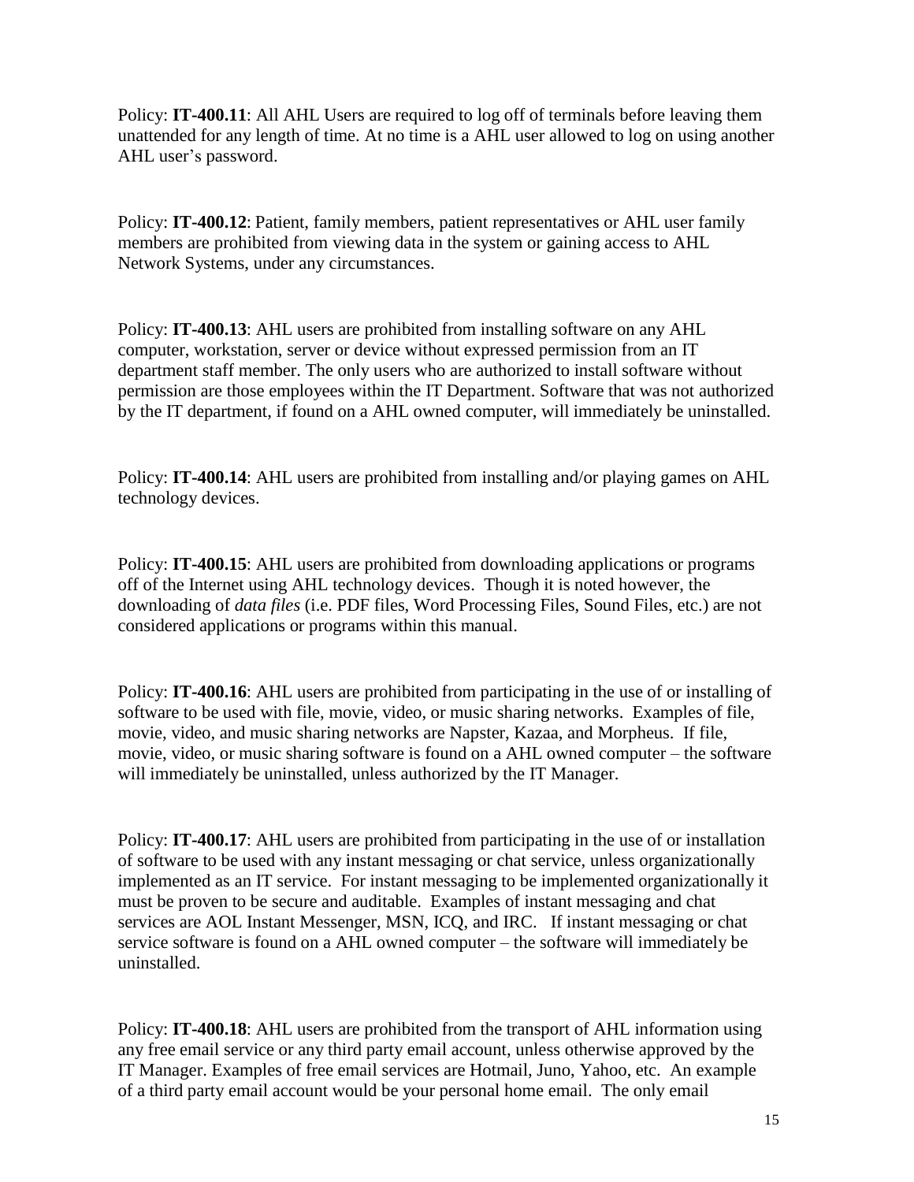Policy: **IT-400.11**: All AHL Users are required to log off of terminals before leaving them unattended for any length of time. At no time is a AHL user allowed to log on using another AHL user's password.

Policy: **IT-400.12**: Patient, family members, patient representatives or AHL user family members are prohibited from viewing data in the system or gaining access to AHL Network Systems, under any circumstances.

Policy: **IT-400.13**: AHL users are prohibited from installing software on any AHL computer, workstation, server or device without expressed permission from an IT department staff member. The only users who are authorized to install software without permission are those employees within the IT Department. Software that was not authorized by the IT department, if found on a AHL owned computer, will immediately be uninstalled.

Policy: **IT-400.14**: AHL users are prohibited from installing and/or playing games on AHL technology devices.

Policy: **IT-400.15**: AHL users are prohibited from downloading applications or programs off of the Internet using AHL technology devices. Though it is noted however, the downloading of *data files* (i.e. PDF files, Word Processing Files, Sound Files, etc.) are not considered applications or programs within this manual.

Policy: **IT-400.16**: AHL users are prohibited from participating in the use of or installing of software to be used with file, movie, video, or music sharing networks. Examples of file, movie, video, and music sharing networks are Napster, Kazaa, and Morpheus. If file, movie, video, or music sharing software is found on a AHL owned computer – the software will immediately be uninstalled, unless authorized by the IT Manager.

Policy: **IT-400.17**: AHL users are prohibited from participating in the use of or installation of software to be used with any instant messaging or chat service, unless organizationally implemented as an IT service. For instant messaging to be implemented organizationally it must be proven to be secure and auditable. Examples of instant messaging and chat services are AOL Instant Messenger, MSN, ICQ, and IRC. If instant messaging or chat service software is found on a AHL owned computer – the software will immediately be uninstalled.

Policy: **IT-400.18**: AHL users are prohibited from the transport of AHL information using any free email service or any third party email account, unless otherwise approved by the IT Manager. Examples of free email services are Hotmail, Juno, Yahoo, etc. An example of a third party email account would be your personal home email. The only email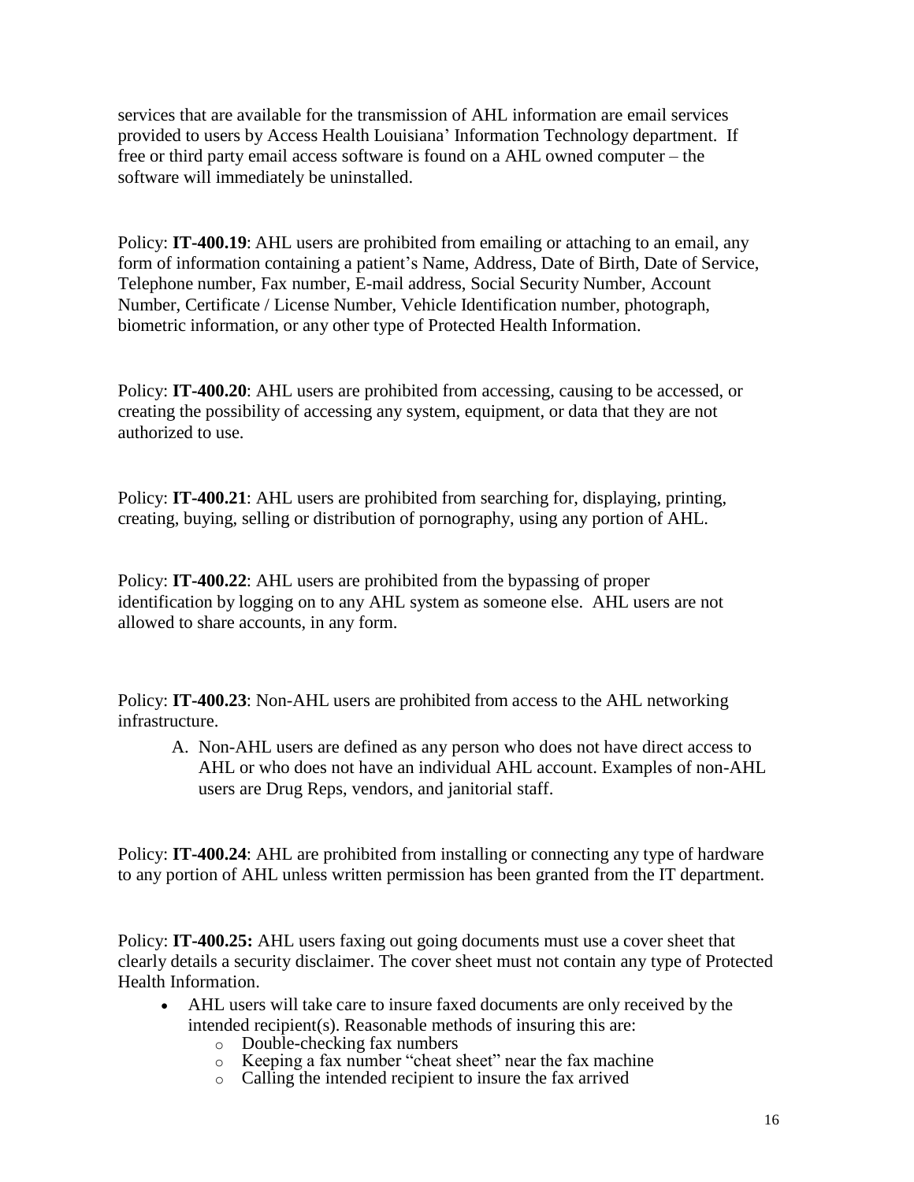services that are available for the transmission of AHL information are email services provided to users by Access Health Louisiana' Information Technology department. If free or third party email access software is found on a AHL owned computer – the software will immediately be uninstalled.

Policy: **IT-400.19**: AHL users are prohibited from emailing or attaching to an email, any form of information containing a patient's Name, Address, Date of Birth, Date of Service, Telephone number, Fax number, E-mail address, Social Security Number, Account Number, Certificate / License Number, Vehicle Identification number, photograph, biometric information, or any other type of Protected Health Information.

Policy: **IT-400.20**: AHL users are prohibited from accessing, causing to be accessed, or creating the possibility of accessing any system, equipment, or data that they are not authorized to use.

Policy: **IT-400.21**: AHL users are prohibited from searching for, displaying, printing, creating, buying, selling or distribution of pornography, using any portion of AHL.

Policy: **IT-400.22**: AHL users are prohibited from the bypassing of proper identification by logging on to any AHL system as someone else. AHL users are not allowed to share accounts, in any form.

Policy: **IT-400.23**: Non-AHL users are prohibited from access to the AHL networking infrastructure.

A. Non-AHL users are defined as any person who does not have direct access to AHL or who does not have an individual AHL account. Examples of non-AHL users are Drug Reps, vendors, and janitorial staff.

Policy: **IT-400.24**: AHL are prohibited from installing or connecting any type of hardware to any portion of AHL unless written permission has been granted from the IT department.

Policy: **IT-400.25:** AHL users faxing out going documents must use a cover sheet that clearly details a security disclaimer. The cover sheet must not contain any type of Protected Health Information.

- AHL users will take care to insure faxed documents are only received by the intended recipient(s). Reasonable methods of insuring this are:
  - Double-checking fax numbers
  - Keeping a fax number "cheat sheet" near the fax machine
  - Calling the intended recipient to insure the fax arrived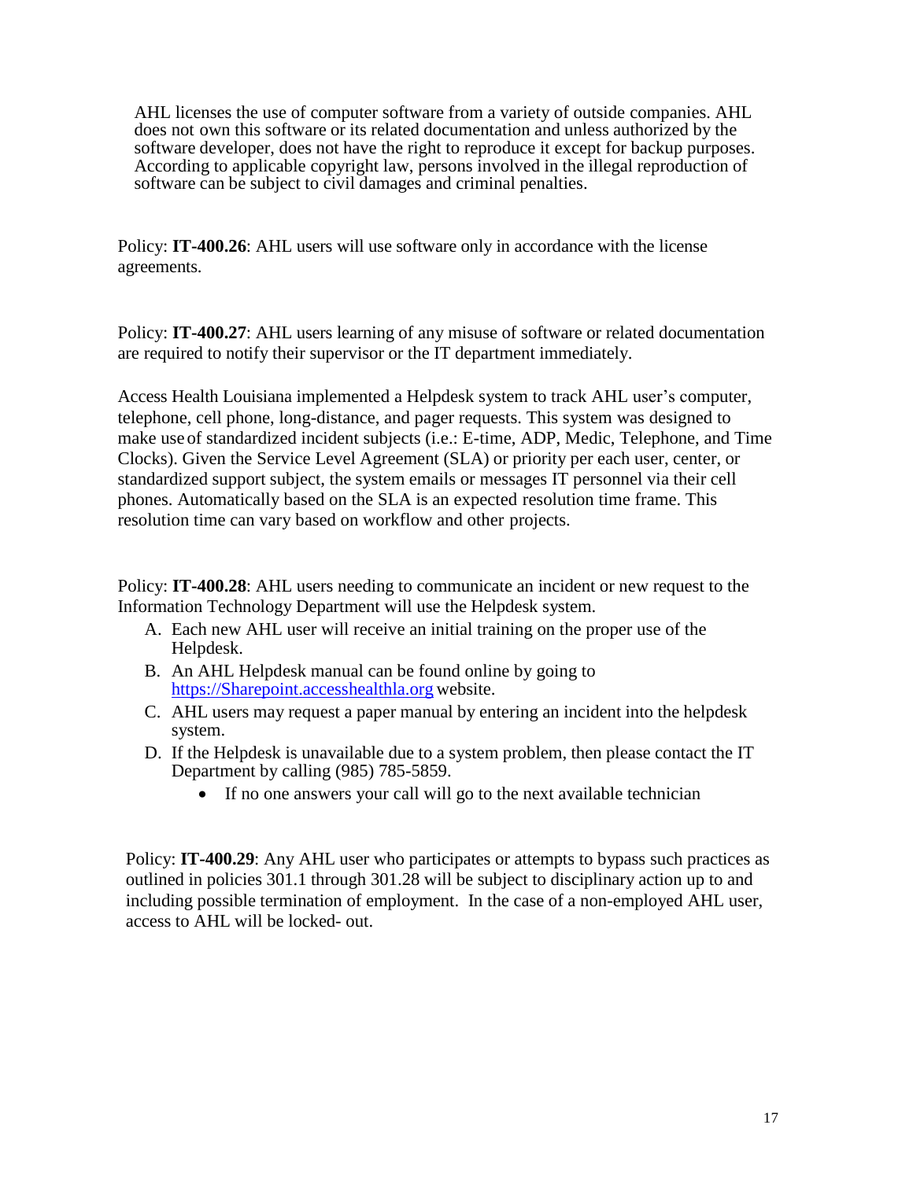AHL licenses the use of computer software from a variety of outside companies. AHL does not own this software or its related documentation and unless authorized by the software developer, does not have the right to reproduce it except for backup purposes. According to applicable copyright law, persons involved in the illegal reproduction of software can be subject to civil damages and criminal penalties.

Policy: **IT-400.26**: AHL users will use software only in accordance with the license agreements.

Policy: **IT-400.27**: AHL users learning of any misuse of software or related documentation are required to notify their supervisor or the IT department immediately.

Access Health Louisiana implemented a Helpdesk system to track AHL user's computer, telephone, cell phone, long-distance, and pager requests. This system was designed to make use of standardized incident subjects (i.e.: E-time, ADP, Medic, Telephone, and Time Clocks). Given the Service Level Agreement (SLA) or priority per each user, center, or standardized support subject, the system emails or messages IT personnel via their cell phones. Automatically based on the SLA is an expected resolution time frame. This resolution time can vary based on workflow and other projects.

Policy: **IT-400.28**: AHL users needing to communicate an incident or new request to the Information Technology Department will use the Helpdesk system.

A. Each new AHL user will receive an initial training on the proper use of the Helpdesk.
B. An AHL Helpdesk manual can be found online by going to [https://Sharepoint.accesshealthla.org](https://Sharepoint.accesshealthla.org) website.
C. AHL users may request a paper manual by entering an incident into the helpdesk system.
D. If the Helpdesk is unavailable due to a system problem, then please contact the IT Department by calling (985) 785-5859.
   - If no one answers your call will go to the next available technician

Policy: **IT-400.29**: Any AHL user who participates or attempts to bypass such practices as outlined in policies 301.1 through 301.28 will be subject to disciplinary action up to and including possible termination of employment. In the case of a non-employed AHL user, access to AHL will be locked- out.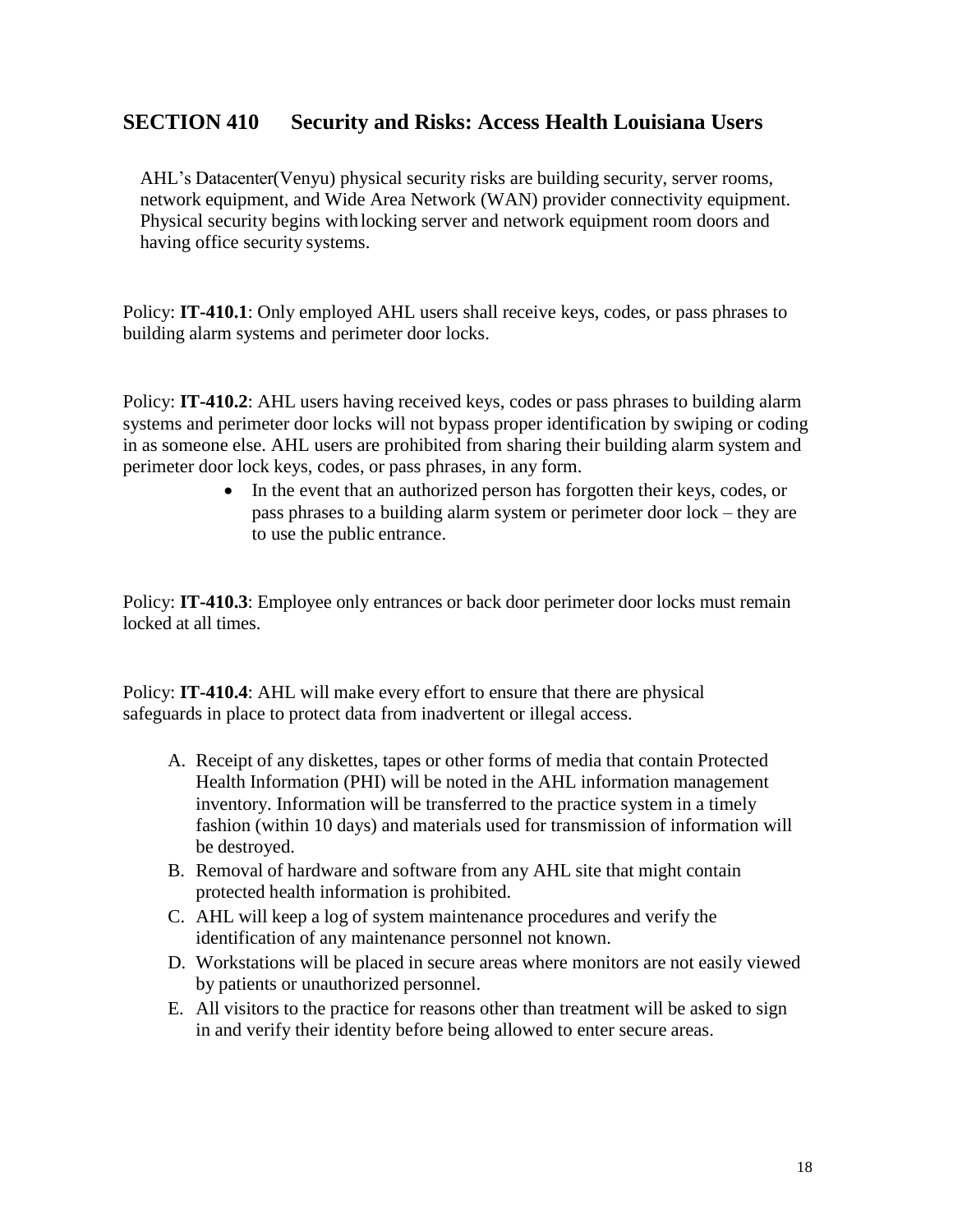## SECTION 410 Security and Risks: Access Health Louisiana Users

AHL's Datacenter(Venyu) physical security risks are building security, server rooms, network equipment, and Wide Area Network (WAN) provider connectivity equipment. Physical security begins with locking server and network equipment room doors and having office security systems.

Policy: **IT-410.1**: Only employed AHL users shall receive keys, codes, or pass phrases to building alarm systems and perimeter door locks.

Policy: **IT-410.2**: AHL users having received keys, codes or pass phrases to building alarm systems and perimeter door locks will not bypass proper identification by swiping or coding in as someone else. AHL users are prohibited from sharing their building alarm system and perimeter door lock keys, codes, or pass phrases, in any form.

- In the event that an authorized person has forgotten their keys, codes, or pass phrases to a building alarm system or perimeter door lock – they are to use the public entrance.

Policy: **IT-410.3**: Employee only entrances or back door perimeter door locks must remain locked at all times.

Policy: **IT-410.4**: AHL will make every effort to ensure that there are physical safeguards in place to protect data from inadvertent or illegal access.

A. Receipt of any diskettes, tapes or other forms of media that contain Protected Health Information (PHI) will be noted in the AHL information management inventory. Information will be transferred to the practice system in a timely fashion (within 10 days) and materials used for transmission of information will be destroyed.
B. Removal of hardware and software from any AHL site that might contain protected health information is prohibited.
C. AHL will keep a log of system maintenance procedures and verify the identification of any maintenance personnel not known.
D. Workstations will be placed in secure areas where monitors are not easily viewed by patients or unauthorized personnel.
E. All visitors to the practice for reasons other than treatment will be asked to sign in and verify their identity before being allowed to enter secure areas.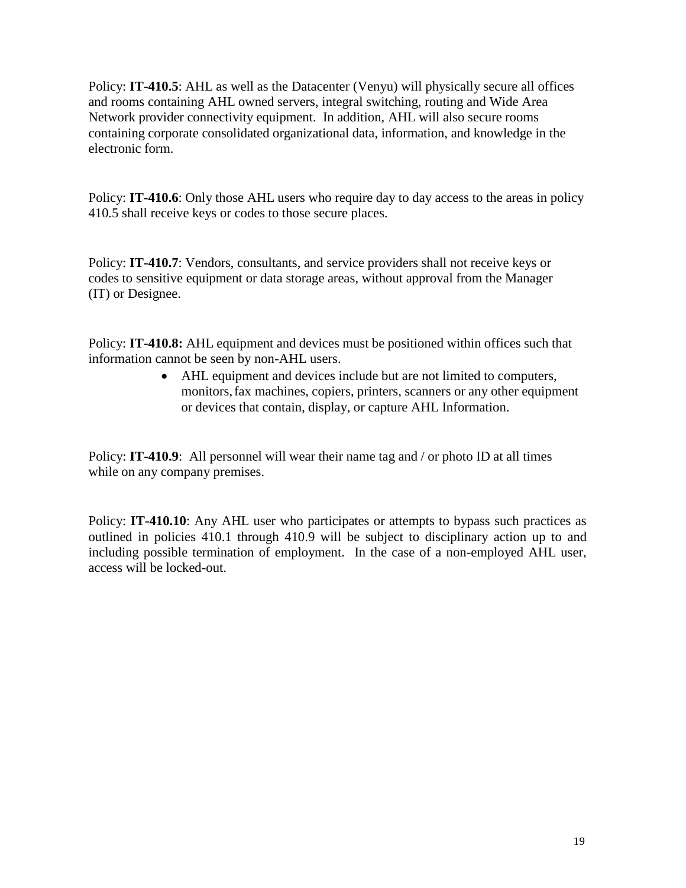Policy: **IT-410.5**: AHL as well as the Datacenter (Venyu) will physically secure all offices and rooms containing AHL owned servers, integral switching, routing and Wide Area Network provider connectivity equipment. In addition, AHL will also secure rooms containing corporate consolidated organizational data, information, and knowledge in the electronic form.

Policy: **IT-410.6**: Only those AHL users who require day to day access to the areas in policy 410.5 shall receive keys or codes to those secure places.

Policy: **IT-410.7**: Vendors, consultants, and service providers shall not receive keys or codes to sensitive equipment or data storage areas, without approval from the Manager (IT) or Designee.

Policy: **IT-410.8:** AHL equipment and devices must be positioned within offices such that information cannot be seen by non-AHL users.

- AHL equipment and devices include but are not limited to computers, monitors, fax machines, copiers, printers, scanners or any other equipment or devices that contain, display, or capture AHL Information.

Policy: **IT-410.9**: All personnel will wear their name tag and / or photo ID at all times while on any company premises.

Policy: **IT-410.10**: Any AHL user who participates or attempts to bypass such practices as outlined in policies 410.1 through 410.9 will be subject to disciplinary action up to and including possible termination of employment. In the case of a non-employed AHL user, access will be locked-out.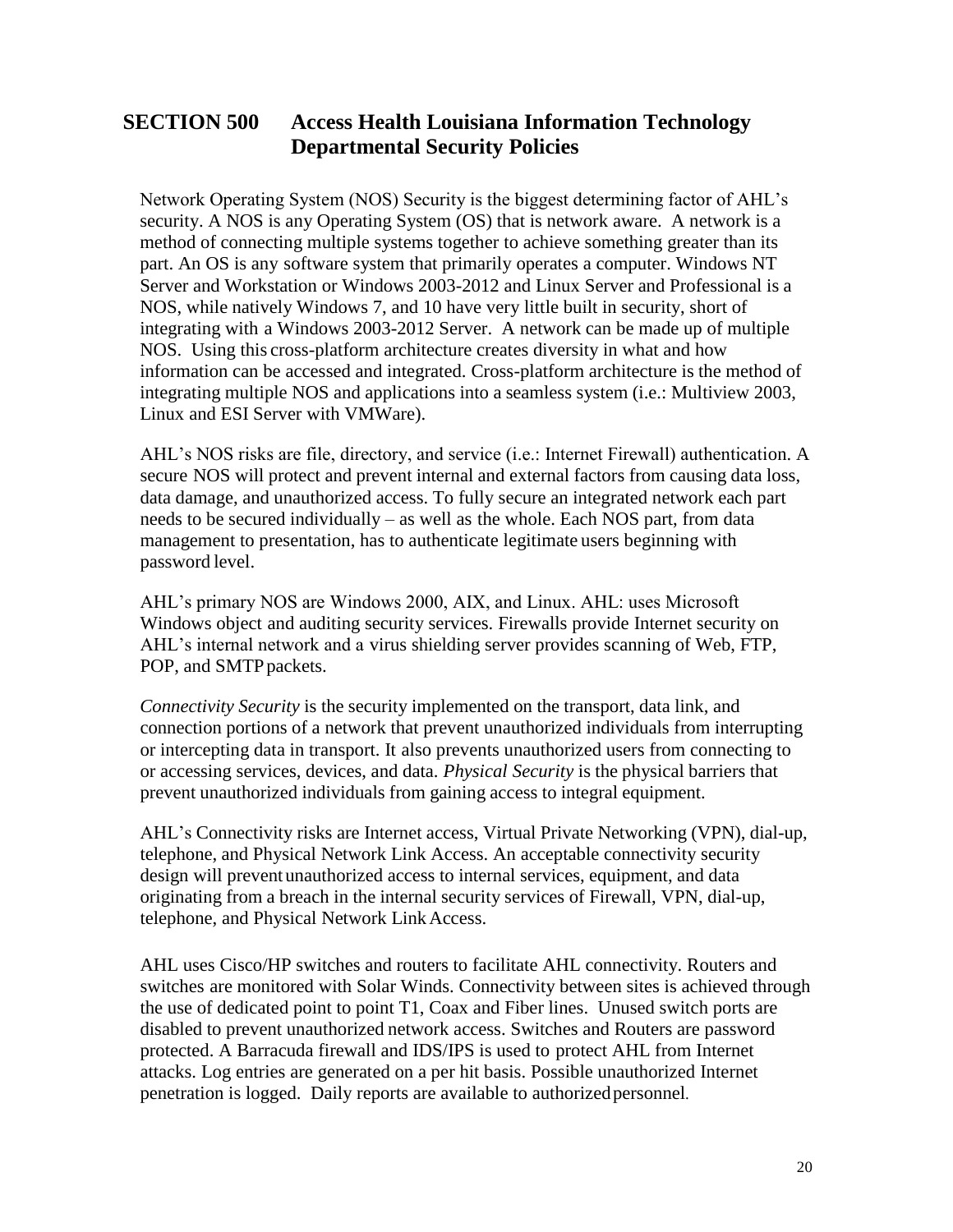## SECTION 500 Access Health Louisiana Information Technology Departmental Security Policies

Network Operating System (NOS) Security is the biggest determining factor of AHL's security. A NOS is any Operating System (OS) that is network aware. A network is a method of connecting multiple systems together to achieve something greater than its part. An OS is any software system that primarily operates a computer. Windows NT Server and Workstation or Windows 2003-2012 and Linux Server and Professional is a NOS, while natively Windows 7, and 10 have very little built in security, short of integrating with a Windows 2003-2012 Server. A network can be made up of multiple NOS. Using this cross-platform architecture creates diversity in what and how information can be accessed and integrated. Cross-platform architecture is the method of integrating multiple NOS and applications into a seamless system (i.e.: Multiview 2003, Linux and ESI Server with VMWare).

AHL's NOS risks are file, directory, and service (i.e.: Internet Firewall) authentication. A secure NOS will protect and prevent internal and external factors from causing data loss, data damage, and unauthorized access. To fully secure an integrated network each part needs to be secured individually – as well as the whole. Each NOS part, from data management to presentation, has to authenticate legitimate users beginning with password level.

AHL's primary NOS are Windows 2000, AIX, and Linux. AHL: uses Microsoft Windows object and auditing security services. Firewalls provide Internet security on AHL's internal network and a virus shielding server provides scanning of Web, FTP, POP, and SMTP packets.

*Connectivity Security* is the security implemented on the transport, data link, and connection portions of a network that prevent unauthorized individuals from interrupting or intercepting data in transport. It also prevents unauthorized users from connecting to or accessing services, devices, and data. *Physical Security* is the physical barriers that prevent unauthorized individuals from gaining access to integral equipment.

AHL's Connectivity risks are Internet access, Virtual Private Networking (VPN), dial-up, telephone, and Physical Network Link Access. An acceptable connectivity security design will prevent unauthorized access to internal services, equipment, and data originating from a breach in the internal security services of Firewall, VPN, dial-up, telephone, and Physical Network Link Access.

AHL uses Cisco/HP switches and routers to facilitate AHL connectivity. Routers and switches are monitored with Solar Winds. Connectivity between sites is achieved through the use of dedicated point to point T1, Coax and Fiber lines. Unused switch ports are disabled to prevent unauthorized network access. Switches and Routers are password protected. A Barracuda firewall and IDS/IPS is used to protect AHL from Internet attacks. Log entries are generated on a per hit basis. Possible unauthorized Internet penetration is logged. Daily reports are available to authorized personnel.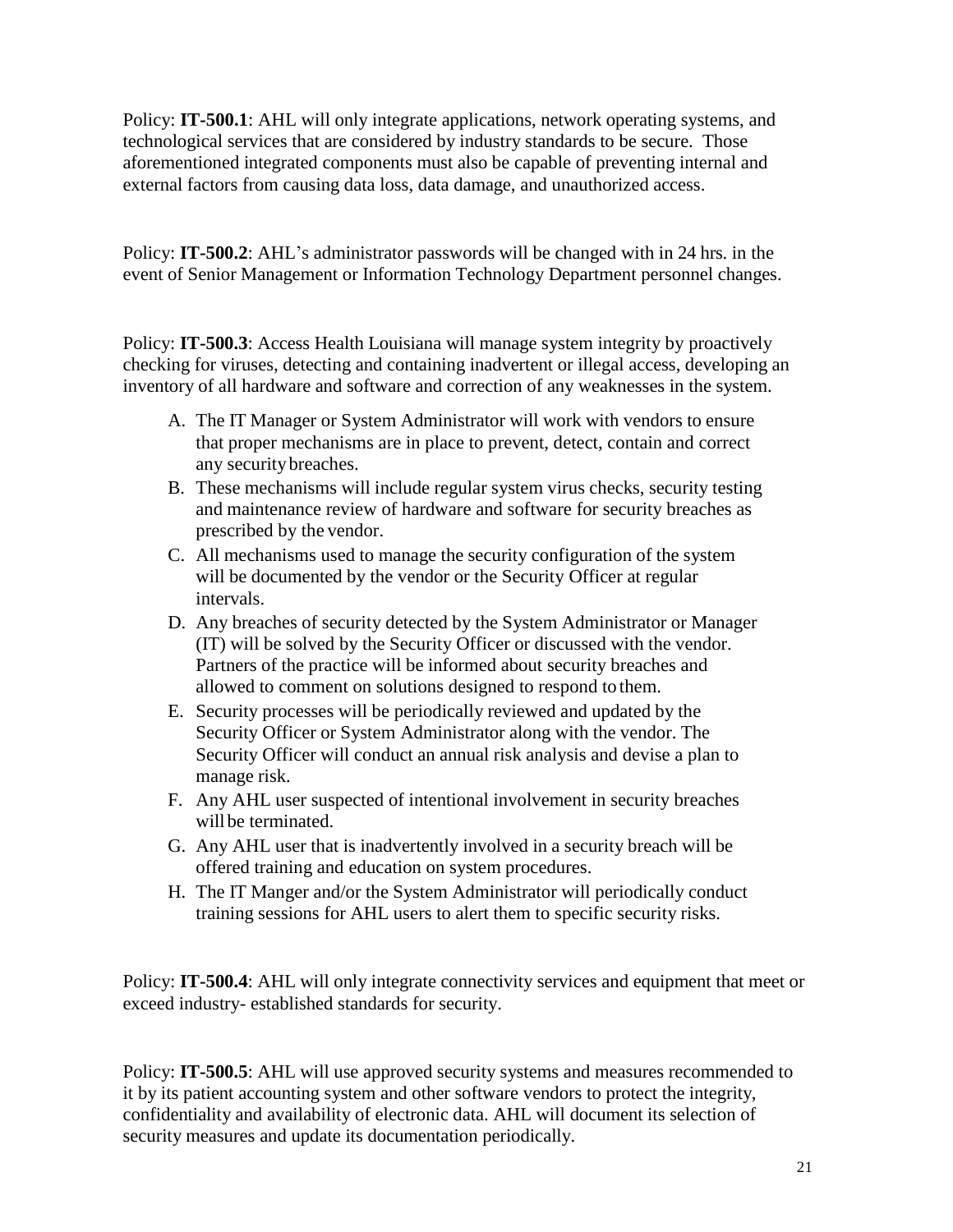Policy: **IT-500.1**: AHL will only integrate applications, network operating systems, and technological services that are considered by industry standards to be secure. Those aforementioned integrated components must also be capable of preventing internal and external factors from causing data loss, data damage, and unauthorized access.

Policy: **IT-500.2**: AHL's administrator passwords will be changed with in 24 hrs. in the event of Senior Management or Information Technology Department personnel changes.

Policy: **IT-500.3**: Access Health Louisiana will manage system integrity by proactively checking for viruses, detecting and containing inadvertent or illegal access, developing an inventory of all hardware and software and correction of any weaknesses in the system.

A. The IT Manager or System Administrator will work with vendors to ensure that proper mechanisms are in place to prevent, detect, contain and correct any security breaches.
B. These mechanisms will include regular system virus checks, security testing and maintenance review of hardware and software for security breaches as prescribed by the vendor.
C. All mechanisms used to manage the security configuration of the system will be documented by the vendor or the Security Officer at regular intervals.
D. Any breaches of security detected by the System Administrator or Manager (IT) will be solved by the Security Officer or discussed with the vendor. Partners of the practice will be informed about security breaches and allowed to comment on solutions designed to respond to them.
E. Security processes will be periodically reviewed and updated by the Security Officer or System Administrator along with the vendor. The Security Officer will conduct an annual risk analysis and devise a plan to manage risk.
F. Any AHL user suspected of intentional involvement in security breaches will be terminated.
G. Any AHL user that is inadvertently involved in a security breach will be offered training and education on system procedures.
H. The IT Manger and/or the System Administrator will periodically conduct training sessions for AHL users to alert them to specific security risks.

Policy: **IT-500.4**: AHL will only integrate connectivity services and equipment that meet or exceed industry- established standards for security.

Policy: **IT-500.5**: AHL will use approved security systems and measures recommended to it by its patient accounting system and other software vendors to protect the integrity, confidentiality and availability of electronic data. AHL will document its selection of security measures and update its documentation periodically.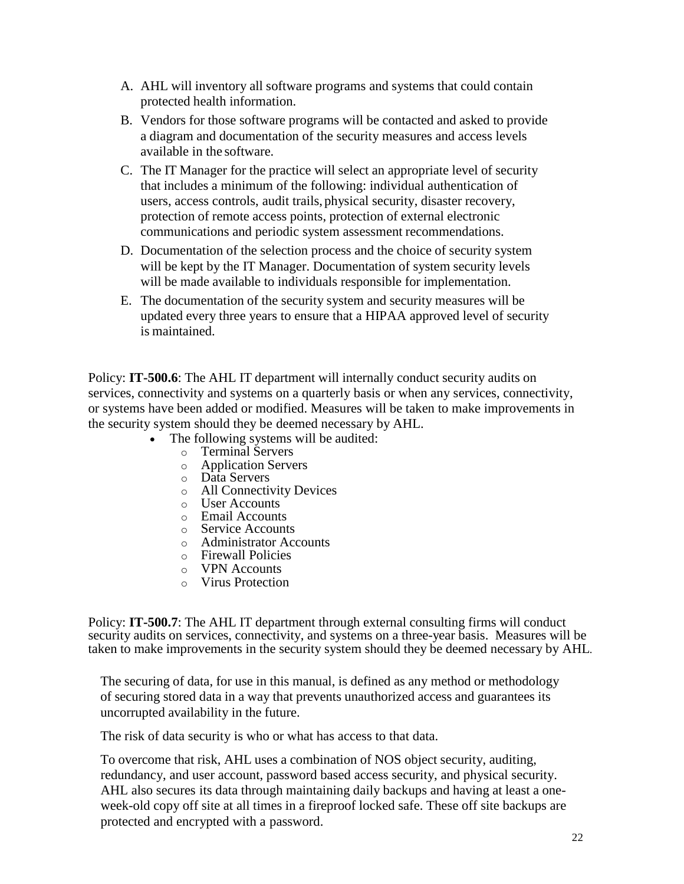A. AHL will inventory all software programs and systems that could contain protected health information.

B. Vendors for those software programs will be contacted and asked to provide a diagram and documentation of the security measures and access levels available in the software.

C. The IT Manager for the practice will select an appropriate level of security that includes a minimum of the following: individual authentication of users, access controls, audit trails, physical security, disaster recovery, protection of remote access points, protection of external electronic communications and periodic system assessment recommendations.

D. Documentation of the selection process and the choice of security system will be kept by the IT Manager. Documentation of system security levels will be made available to individuals responsible for implementation.

E. The documentation of the security system and security measures will be updated every three years to ensure that a HIPAA approved level of security is maintained.

Policy: **IT-500.6**: The AHL IT department will internally conduct security audits on services, connectivity and systems on a quarterly basis or when any services, connectivity, or systems have been added or modified. Measures will be taken to make improvements in the security system should they be deemed necessary by AHL.

- The following systems will be audited:
  - Terminal Servers
  - Application Servers
  - Data Servers
  - All Connectivity Devices
  - User Accounts
  - Email Accounts
  - Service Accounts
  - Administrator Accounts
  - Firewall Policies
  - VPN Accounts
  - Virus Protection

Policy: **IT-500.7**: The AHL IT department through external consulting firms will conduct security audits on services, connectivity, and systems on a three-year basis. Measures will be taken to make improvements in the security system should they be deemed necessary by AHL.

The securing of data, for use in this manual, is defined as any method or methodology of securing stored data in a way that prevents unauthorized access and guarantees its uncorrupted availability in the future.

The risk of data security is who or what has access to that data.

To overcome that risk, AHL uses a combination of NOS object security, auditing, redundancy, and user account, password based access security, and physical security. AHL also secures its data through maintaining daily backups and having at least a one-week-old copy off site at all times in a fireproof locked safe. These off site backups are protected and encrypted with a password.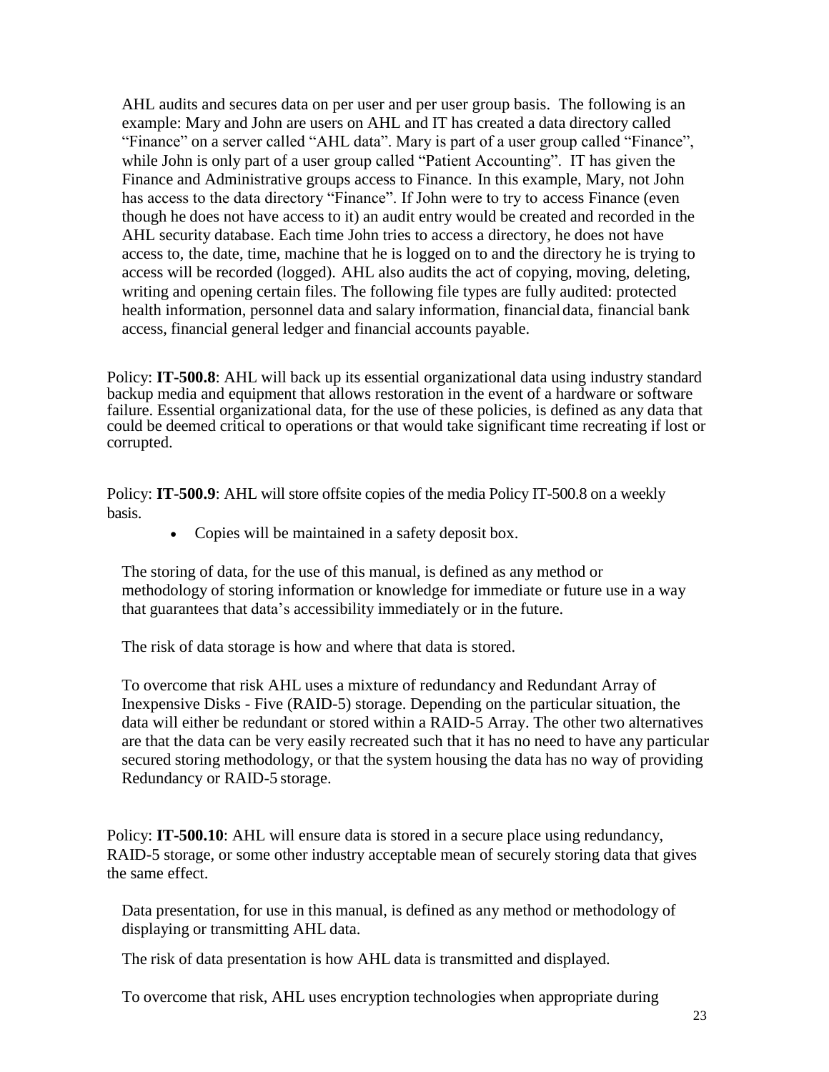AHL audits and secures data on per user and per user group basis. The following is an example: Mary and John are users on AHL and IT has created a data directory called "Finance" on a server called "AHL data". Mary is part of a user group called "Finance", while John is only part of a user group called "Patient Accounting". IT has given the Finance and Administrative groups access to Finance. In this example, Mary, not John has access to the data directory "Finance". If John were to try to access Finance (even though he does not have access to it) an audit entry would be created and recorded in the AHL security database. Each time John tries to access a directory, he does not have access to, the date, time, machine that he is logged on to and the directory he is trying to access will be recorded (logged). AHL also audits the act of copying, moving, deleting, writing and opening certain files. The following file types are fully audited: protected health information, personnel data and salary information, financial data, financial bank access, financial general ledger and financial accounts payable.

Policy: **IT-500.8**: AHL will back up its essential organizational data using industry standard backup media and equipment that allows restoration in the event of a hardware or software failure. Essential organizational data, for the use of these policies, is defined as any data that could be deemed critical to operations or that would take significant time recreating if lost or corrupted.

Policy: **IT-500.9**: AHL will store offsite copies of the media Policy IT-500.8 on a weekly basis.

- Copies will be maintained in a safety deposit box.

The storing of data, for the use of this manual, is defined as any method or methodology of storing information or knowledge for immediate or future use in a way that guarantees that data's accessibility immediately or in the future.

The risk of data storage is how and where that data is stored.

To overcome that risk AHL uses a mixture of redundancy and Redundant Array of Inexpensive Disks - Five (RAID-5) storage. Depending on the particular situation, the data will either be redundant or stored within a RAID-5 Array. The other two alternatives are that the data can be very easily recreated such that it has no need to have any particular secured storing methodology, or that the system housing the data has no way of providing Redundancy or RAID-5 storage.

Policy: **IT-500.10**: AHL will ensure data is stored in a secure place using redundancy, RAID-5 storage, or some other industry acceptable mean of securely storing data that gives the same effect.

Data presentation, for use in this manual, is defined as any method or methodology of displaying or transmitting AHL data.

The risk of data presentation is how AHL data is transmitted and displayed.

To overcome that risk, AHL uses encryption technologies when appropriate during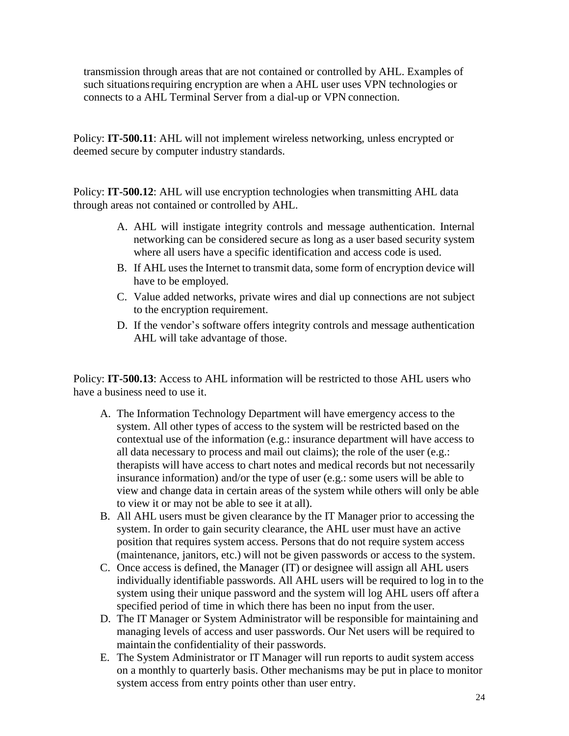transmission through areas that are not contained or controlled by AHL. Examples of such situations requiring encryption are when a AHL user uses VPN technologies or connects to a AHL Terminal Server from a dial-up or VPN connection.

Policy: **IT-500.11**: AHL will not implement wireless networking, unless encrypted or deemed secure by computer industry standards.

Policy: **IT-500.12**: AHL will use encryption technologies when transmitting AHL data through areas not contained or controlled by AHL.

A. AHL will instigate integrity controls and message authentication. Internal networking can be considered secure as long as a user based security system where all users have a specific identification and access code is used.
B. If AHL uses the Internet to transmit data, some form of encryption device will have to be employed.
C. Value added networks, private wires and dial up connections are not subject to the encryption requirement.
D. If the vendor's software offers integrity controls and message authentication AHL will take advantage of those.

Policy: **IT-500.13**: Access to AHL information will be restricted to those AHL users who have a business need to use it.

A. The Information Technology Department will have emergency access to the system. All other types of access to the system will be restricted based on the contextual use of the information (e.g.: insurance department will have access to all data necessary to process and mail out claims); the role of the user (e.g.: therapists will have access to chart notes and medical records but not necessarily insurance information) and/or the type of user (e.g.: some users will be able to view and change data in certain areas of the system while others will only be able to view it or may not be able to see it at all).
B. All AHL users must be given clearance by the IT Manager prior to accessing the system. In order to gain security clearance, the AHL user must have an active position that requires system access. Persons that do not require system access (maintenance, janitors, etc.) will not be given passwords or access to the system.
C. Once access is defined, the Manager (IT) or designee will assign all AHL users individually identifiable passwords. All AHL users will be required to log in to the system using their unique password and the system will log AHL users off after a specified period of time in which there has been no input from the user.
D. The IT Manager or System Administrator will be responsible for maintaining and managing levels of access and user passwords. Our Net users will be required to maintain the confidentiality of their passwords.
E. The System Administrator or IT Manager will run reports to audit system access on a monthly to quarterly basis. Other mechanisms may be put in place to monitor system access from entry points other than user entry.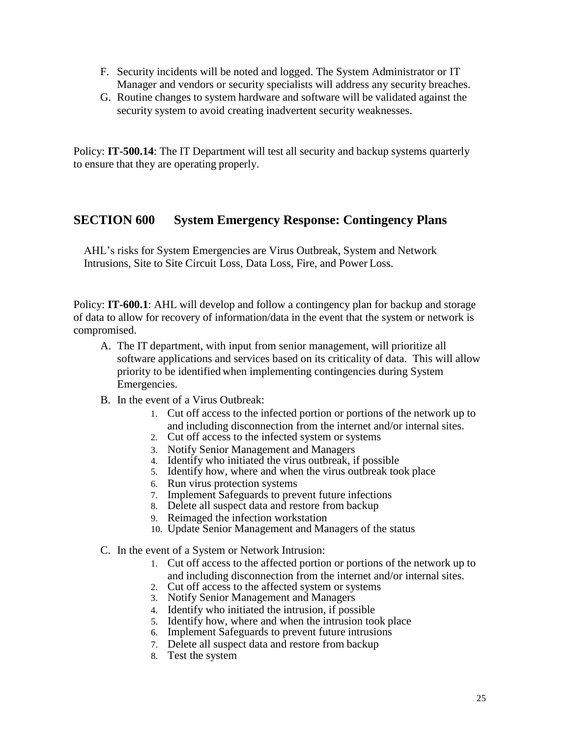F. Security incidents will be noted and logged. The System Administrator or IT Manager and vendors or security specialists will address any security breaches.
G. Routine changes to system hardware and software will be validated against the security system to avoid creating inadvertent security weaknesses.

Policy: **IT-500.14**: The IT Department will test all security and backup systems quarterly to ensure that they are operating properly.

## SECTION 600 System Emergency Response: Contingency Plans

AHL's risks for System Emergencies are Virus Outbreak, System and Network Intrusions, Site to Site Circuit Loss, Data Loss, Fire, and Power Loss.

Policy: **IT-600.1**: AHL will develop and follow a contingency plan for backup and storage of data to allow for recovery of information/data in the event that the system or network is compromised.

A. The IT department, with input from senior management, will prioritize all software applications and services based on its criticality of data. This will allow priority to be identified when implementing contingencies during System Emergencies.
B. In the event of a Virus Outbreak:
    1. Cut off access to the infected portion or portions of the network up to and including disconnection from the internet and/or internal sites.
    2. Cut off access to the infected system or systems
    3. Notify Senior Management and Managers
    4. Identify who initiated the virus outbreak, if possible
    5. Identify how, where and when the virus outbreak took place
    6. Run virus protection systems
    7. Implement Safeguards to prevent future infections
    8. Delete all suspect data and restore from backup
    9. Reimaged the infection workstation
    10. Update Senior Management and Managers of the status
C. In the event of a System or Network Intrusion:
    1. Cut off access to the affected portion or portions of the network up to and including disconnection from the internet and/or internal sites.
    2. Cut off access to the affected system or systems
    3. Notify Senior Management and Managers
    4. Identify who initiated the intrusion, if possible
    5. Identify how, where and when the intrusion took place
    6. Implement Safeguards to prevent future intrusions
    7. Delete all suspect data and restore from backup
    8. Test the system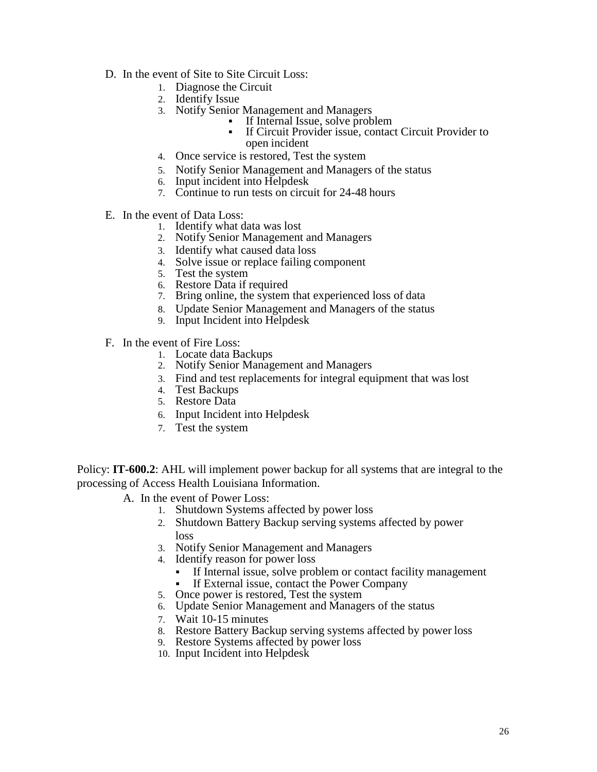D. In the event of Site to Site Circuit Loss:
   1. Diagnose the Circuit
   2. Identify Issue
   3. Notify Senior Management and Managers
      - If Internal Issue, solve problem
      - If Circuit Provider issue, contact Circuit Provider to open incident
   4. Once service is restored, Test the system
   5. Notify Senior Management and Managers of the status
   6. Input incident into Helpdesk
   7. Continue to run tests on circuit for 24-48 hours

E. In the event of Data Loss:
   1. Identify what data was lost
   2. Notify Senior Management and Managers
   3. Identify what caused data loss
   4. Solve issue or replace failing component
   5. Test the system
   6. Restore Data if required
   7. Bring online, the system that experienced loss of data
   8. Update Senior Management and Managers of the status
   9. Input Incident into Helpdesk

F. In the event of Fire Loss:
   1. Locate data Backups
   2. Notify Senior Management and Managers
   3. Find and test replacements for integral equipment that was lost
   4. Test Backups
   5. Restore Data
   6. Input Incident into Helpdesk
   7. Test the system

Policy: **IT-600.2**: AHL will implement power backup for all systems that are integral to the processing of Access Health Louisiana Information.

A. In the event of Power Loss:
   1. Shutdown Systems affected by power loss
   2. Shutdown Battery Backup serving systems affected by power loss
   3. Notify Senior Management and Managers
   4. Identify reason for power loss
      - If Internal issue, solve problem or contact facility management
      - If External issue, contact the Power Company
   5. Once power is restored, Test the system
   6. Update Senior Management and Managers of the status
   7. Wait 10-15 minutes
   8. Restore Battery Backup serving systems affected by power loss
   9. Restore Systems affected by power loss
   10. Input Incident into Helpdesk